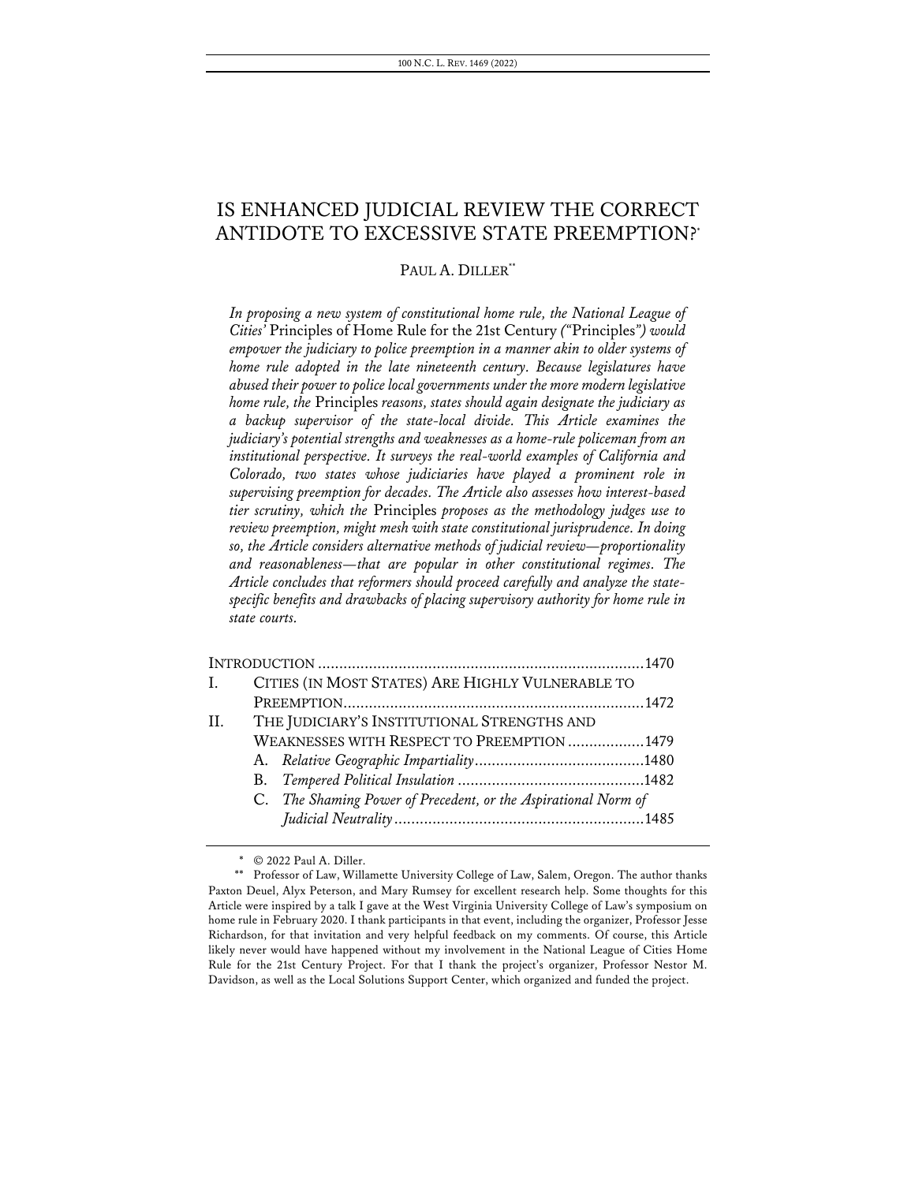# IS ENHANCED JUDICIAL REVIEW THE CORRECT ANTIDOTE TO EXCESSIVE STATE PREEMPTION?*

PAUL A. DILLER**

*In proposing a new system of constitutional home rule, the National League of Cities'* Principles of Home Rule for the 21st Century *("*Principles*") would empower the judiciary to police preemption in a manner akin to older systems of home rule adopted in the late nineteenth century. Because legislatures have abused their power to police local governments under the more modern legislative home rule, the* Principles *reasons, states should again designate the judiciary as a backup supervisor of the state-local divide. This Article examines the judiciary's potential strengths and weaknesses as a home-rule policeman from an institutional perspective. It surveys the real-world examples of California and Colorado, two states whose judiciaries have played a prominent role in supervising preemption for decades. The Article also assesses how interest-based tier scrutiny, which the* Principles *proposes as the methodology judges use to review preemption, might mesh with state constitutional jurisprudence. In doing so, the Article considers alternative methods of judicial review—proportionality and reasonableness—that are popular in other constitutional regimes. The Article concludes that reformers should proceed carefully and analyze the state-specific benefits and drawbacks of placing supervisory authority for home rule in state courts.*

INTRODUCTION ............................................................................1470

I. CITIES (IN MOST STATES) ARE HIGHLY VULNERABLE TO PREEMPTION......................................................................1472

II. THE JUDICIARY'S INSTITUTIONAL STRENGTHS AND WEAKNESSES WITH RESPECT TO PREEMPTION ..................1479

 A. *Relative Geographic Impartiality*........................................1480

 B. *Tempered Political Insulation* ............................................1482

 C. *The Shaming Power of Precedent, or the Aspirational Norm of Judicial Neutrality*...........................................................1485

---

\* © 2022 Paul A. Diller.

\*\* Professor of Law, Willamette University College of Law, Salem, Oregon. The author thanks Paxton Deuel, Alyx Peterson, and Mary Rumsey for excellent research help. Some thoughts for this Article were inspired by a talk I gave at the West Virginia University College of Law's symposium on home rule in February 2020. I thank participants in that event, including the organizer, Professor Jesse Richardson, for that invitation and very helpful feedback on my comments. Of course, this Article likely never would have happened without my involvement in the National League of Cities Home Rule for the 21st Century Project. For that I thank the project's organizer, Professor Nestor M. Davidson, as well as the Local Solutions Support Center, which organized and funded the project.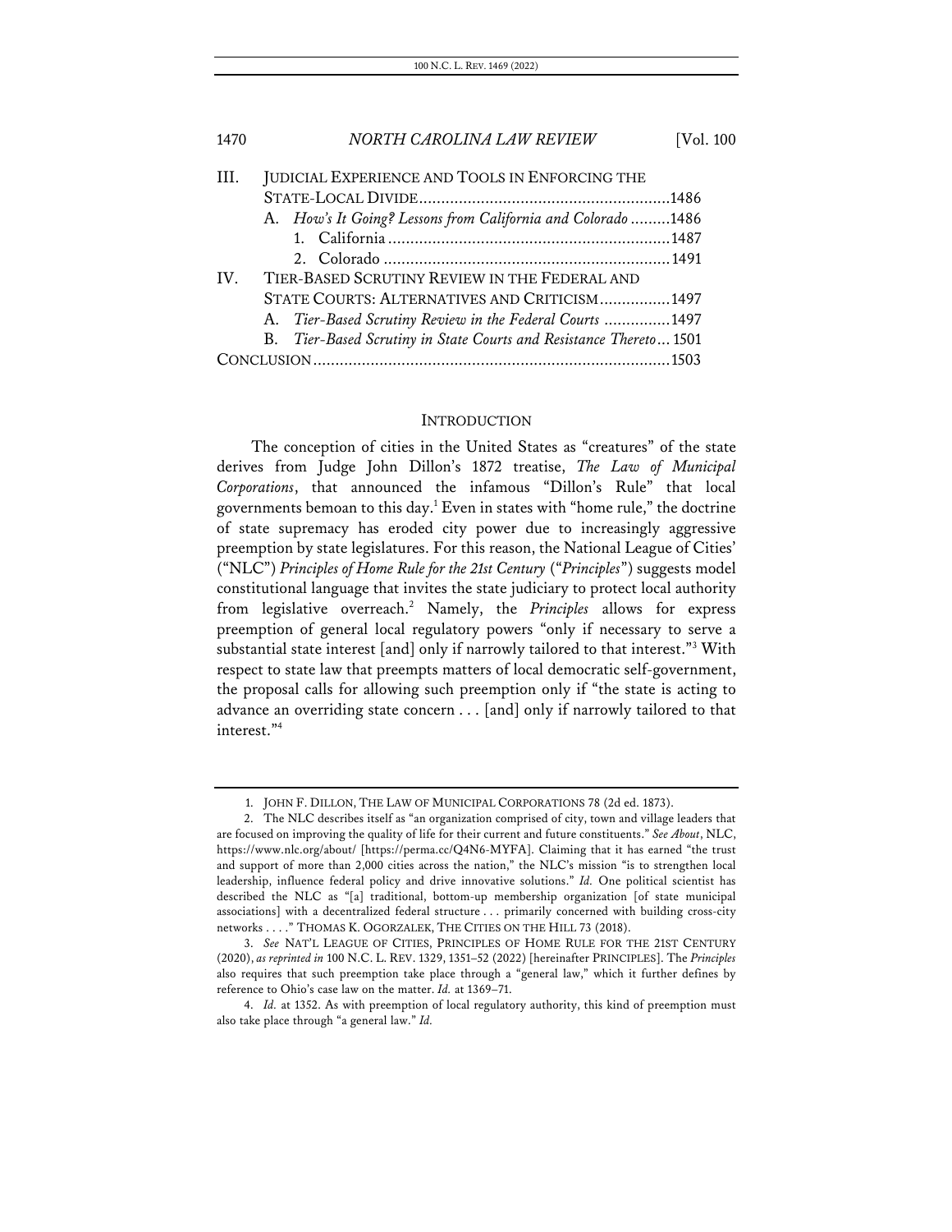| | | |
|---|---|---|
| III. | JUDICIAL EXPERIENCE AND TOOLS IN ENFORCING THE STATE-LOCAL DIVIDE | 1486 |
| | A. *How's It Going? Lessons from California and Colorado* | 1486 |
| | 1. California | 1487 |
| | 2. Colorado | 1491 |
| IV. | TIER-BASED SCRUTINY REVIEW IN THE FEDERAL AND STATE COURTS: ALTERNATIVES AND CRITICISM | 1497 |
| | A. *Tier-Based Scrutiny Review in the Federal Courts* | 1497 |
| | B. *Tier-Based Scrutiny in State Courts and Resistance Thereto* | 1501 |
| CONCLUSION | | 1503 |

## INTRODUCTION

The conception of cities in the United States as "creatures" of the state derives from Judge John Dillon's 1872 treatise, *The Law of Municipal Corporations*, that announced the infamous "Dillon's Rule" that local governments bemoan to this day.[1] Even in states with "home rule," the doctrine of state supremacy has eroded city power due to increasingly aggressive preemption by state legislatures. For this reason, the National League of Cities' ("NLC") *Principles of Home Rule for the 21st Century* ("*Principles*") suggests model constitutional language that invites the state judiciary to protect local authority from legislative overreach.[2] Namely, the *Principles* allows for express preemption of general local regulatory powers "only if necessary to serve a substantial state interest [and] only if narrowly tailored to that interest."[3] With respect to state law that preempts matters of local democratic self-government, the proposal calls for allowing such preemption only if "the state is acting to advance an overriding state concern . . . [and] only if narrowly tailored to that interest."[4]

1. JOHN F. DILLON, THE LAW OF MUNICIPAL CORPORATIONS 78 (2d ed. 1873).

2. The NLC describes itself as "an organization comprised of city, town and village leaders that are focused on improving the quality of life for their current and future constituents." *See About*, NLC, https://www.nlc.org/about/ [https://perma.cc/Q4N6-MYFA]. Claiming that it has earned "the trust and support of more than 2,000 cities across the nation," the NLC's mission "is to strengthen local leadership, influence federal policy and drive innovative solutions." *Id.* One political scientist has described the NLC as "[a] traditional, bottom-up membership organization [of state municipal associations] with a decentralized federal structure . . . primarily concerned with building cross-city networks . . . ." THOMAS K. OGORZALEK, THE CITIES ON THE HILL 73 (2018).

3. *See* NAT'L LEAGUE OF CITIES, PRINCIPLES OF HOME RULE FOR THE 21ST CENTURY (2020), *as reprinted in* 100 N.C. L. REV. 1329, 1351–52 (2022) [hereinafter PRINCIPLES]. The *Principles* also requires that such preemption take place through a "general law," which it further defines by reference to Ohio's case law on the matter. *Id.* at 1369–71.

4. *Id.* at 1352. As with preemption of local regulatory authority, this kind of preemption must also take place through "a general law." *Id.*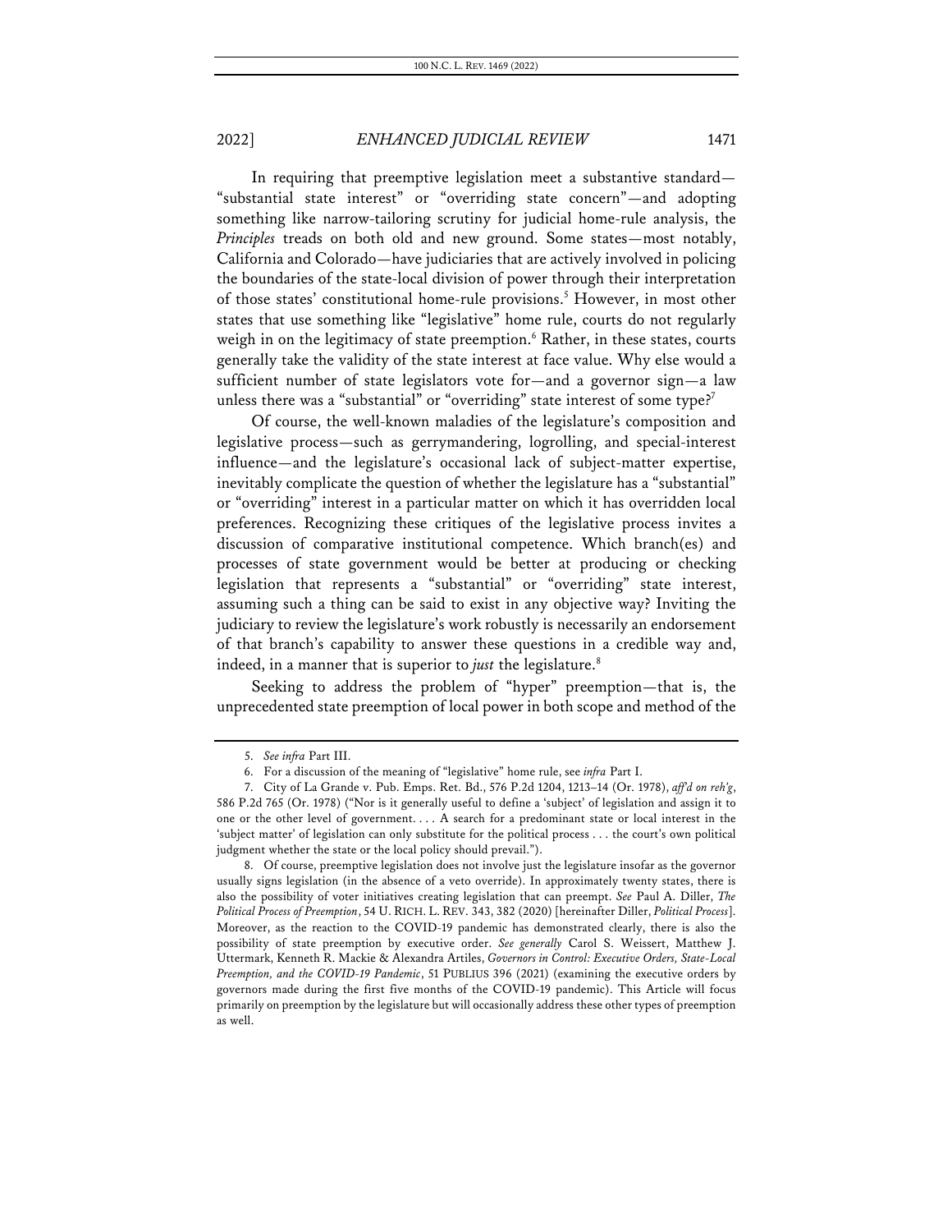In requiring that preemptive legislation meet a substantive standard—"substantial state interest" or "overriding state concern"—and adopting something like narrow-tailoring scrutiny for judicial home-rule analysis, the *Principles* treads on both old and new ground. Some states—most notably, California and Colorado—have judiciaries that are actively involved in policing the boundaries of the state-local division of power through their interpretation of those states' constitutional home-rule provisions.[5] However, in most other states that use something like "legislative" home rule, courts do not regularly weigh in on the legitimacy of state preemption.[6] Rather, in these states, courts generally take the validity of the state interest at face value. Why else would a sufficient number of state legislators vote for—and a governor sign—a law unless there was a "substantial" or "overriding" state interest of some type?[7]

Of course, the well-known maladies of the legislature's composition and legislative process—such as gerrymandering, logrolling, and special-interest influence—and the legislature's occasional lack of subject-matter expertise, inevitably complicate the question of whether the legislature has a "substantial" or "overriding" interest in a particular matter on which it has overridden local preferences. Recognizing these critiques of the legislative process invites a discussion of comparative institutional competence. Which branch(es) and processes of state government would be better at producing or checking legislation that represents a "substantial" or "overriding" state interest, assuming such a thing can be said to exist in any objective way? Inviting the judiciary to review the legislature's work robustly is necessarily an endorsement of that branch's capability to answer these questions in a credible way and, indeed, in a manner that is superior to *just* the legislature.[8]

Seeking to address the problem of "hyper" preemption—that is, the unprecedented state preemption of local power in both scope and method of the

5. *See infra* Part III.

6. For a discussion of the meaning of "legislative" home rule, see *infra* Part I.

7. City of La Grande v. Pub. Emps. Ret. Bd., 576 P.2d 1204, 1213–14 (Or. 1978), *aff'd on reh'g*, 586 P.2d 765 (Or. 1978) ("Nor is it generally useful to define a 'subject' of legislation and assign it to one or the other level of government. . . . A search for a predominant state or local interest in the 'subject matter' of legislation can only substitute for the political process . . . the court's own political judgment whether the state or the local policy should prevail.").

8. Of course, preemptive legislation does not involve just the legislature insofar as the governor usually signs legislation (in the absence of a veto override). In approximately twenty states, there is also the possibility of voter initiatives creating legislation that can preempt. *See* Paul A. Diller, *The Political Process of Preemption*, 54 U. RICH. L. REV. 343, 382 (2020) [hereinafter Diller, *Political Process*]. Moreover, as the reaction to the COVID-19 pandemic has demonstrated clearly, there is also the possibility of state preemption by executive order. *See generally* Carol S. Weissert, Matthew J. Uttermark, Kenneth R. Mackie & Alexandra Artiles, *Governors in Control: Executive Orders, State-Local Preemption, and the COVID-19 Pandemic*, 51 PUBLIUS 396 (2021) (examining the executive orders by governors made during the first five months of the COVID-19 pandemic). This Article will focus primarily on preemption by the legislature but will occasionally address these other types of preemption as well.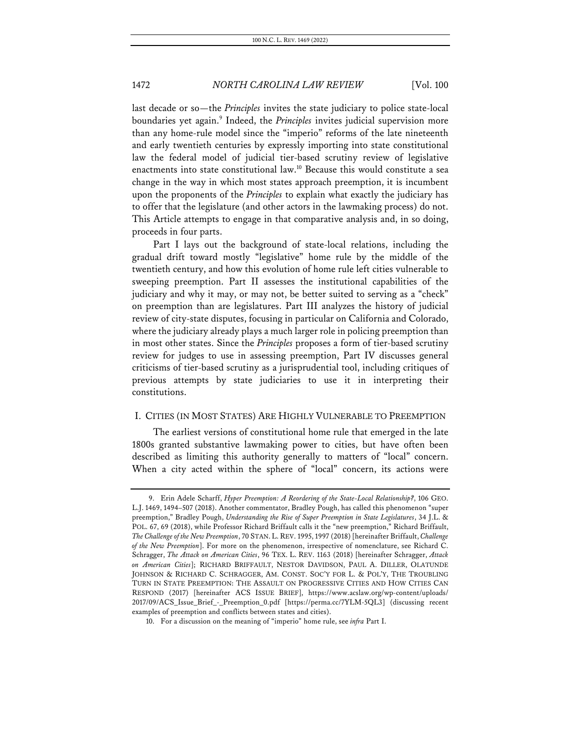last decade or so—the *Principles* invites the state judiciary to police state-local boundaries yet again.[9] Indeed, the *Principles* invites judicial supervision more than any home-rule model since the "imperio" reforms of the late nineteenth and early twentieth centuries by expressly importing into state constitutional law the federal model of judicial tier-based scrutiny review of legislative enactments into state constitutional law.[10] Because this would constitute a sea change in the way in which most states approach preemption, it is incumbent upon the proponents of the *Principles* to explain what exactly the judiciary has to offer that the legislature (and other actors in the lawmaking process) do not. This Article attempts to engage in that comparative analysis and, in so doing, proceeds in four parts.

Part I lays out the background of state-local relations, including the gradual drift toward mostly "legislative" home rule by the middle of the twentieth century, and how this evolution of home rule left cities vulnerable to sweeping preemption. Part II assesses the institutional capabilities of the judiciary and why it may, or may not, be better suited to serving as a "check" on preemption than are legislatures. Part III analyzes the history of judicial review of city-state disputes, focusing in particular on California and Colorado, where the judiciary already plays a much larger role in policing preemption than in most other states. Since the *Principles* proposes a form of tier-based scrutiny review for judges to use in assessing preemption, Part IV discusses general criticisms of tier-based scrutiny as a jurisprudential tool, including critiques of previous attempts by state judiciaries to use it in interpreting their constitutions.

## I. CITIES (IN MOST STATES) ARE HIGHLY VULNERABLE TO PREEMPTION

The earliest versions of constitutional home rule that emerged in the late 1800s granted substantive lawmaking power to cities, but have often been described as limiting this authority generally to matters of "local" concern. When a city acted within the sphere of "local" concern, its actions were

---

9. Erin Adele Scharff, *Hyper Preemption: A Reordering of the State-Local Relationship?*, 106 GEO. L.J. 1469, 1494–507 (2018). Another commentator, Bradley Pough, has called this phenomenon "super preemption," Bradley Pough, *Understanding the Rise of Super Preemption in State Legislatures*, 34 J.L. & POL. 67, 69 (2018), while Professor Richard Briffault calls it the "new preemption," Richard Briffault, *The Challenge of the New Preemption*, 70 STAN. L. REV. 1995, 1997 (2018) [hereinafter Briffault, *Challenge of the New Preemption*]. For more on the phenomenon, irrespective of nomenclature, see Richard C. Schragger, *The Attack on American Cities*, 96 TEX. L. REV. 1163 (2018) [hereinafter Schragger, *Attack on American Cities*]; RICHARD BRIFFAULT, NESTOR DAVIDSON, PAUL A. DILLER, OLATUNDE JOHNSON & RICHARD C. SCHRAGGER, AM. CONST. SOC'Y FOR L. & POL'Y, THE TROUBLING TURN IN STATE PREEMPTION: THE ASSAULT ON PROGRESSIVE CITIES AND HOW CITIES CAN RESPOND (2017) [hereinafter ACS ISSUE BRIEF], https://www.acslaw.org/wp-content/uploads/2017/09/ACS_Issue_Brief_-_Preemption_0.pdf [https://perma.cc/7YLM-5QL3] (discussing recent examples of preemption and conflicts between states and cities).

10. For a discussion on the meaning of "imperio" home rule, see *infra* Part I.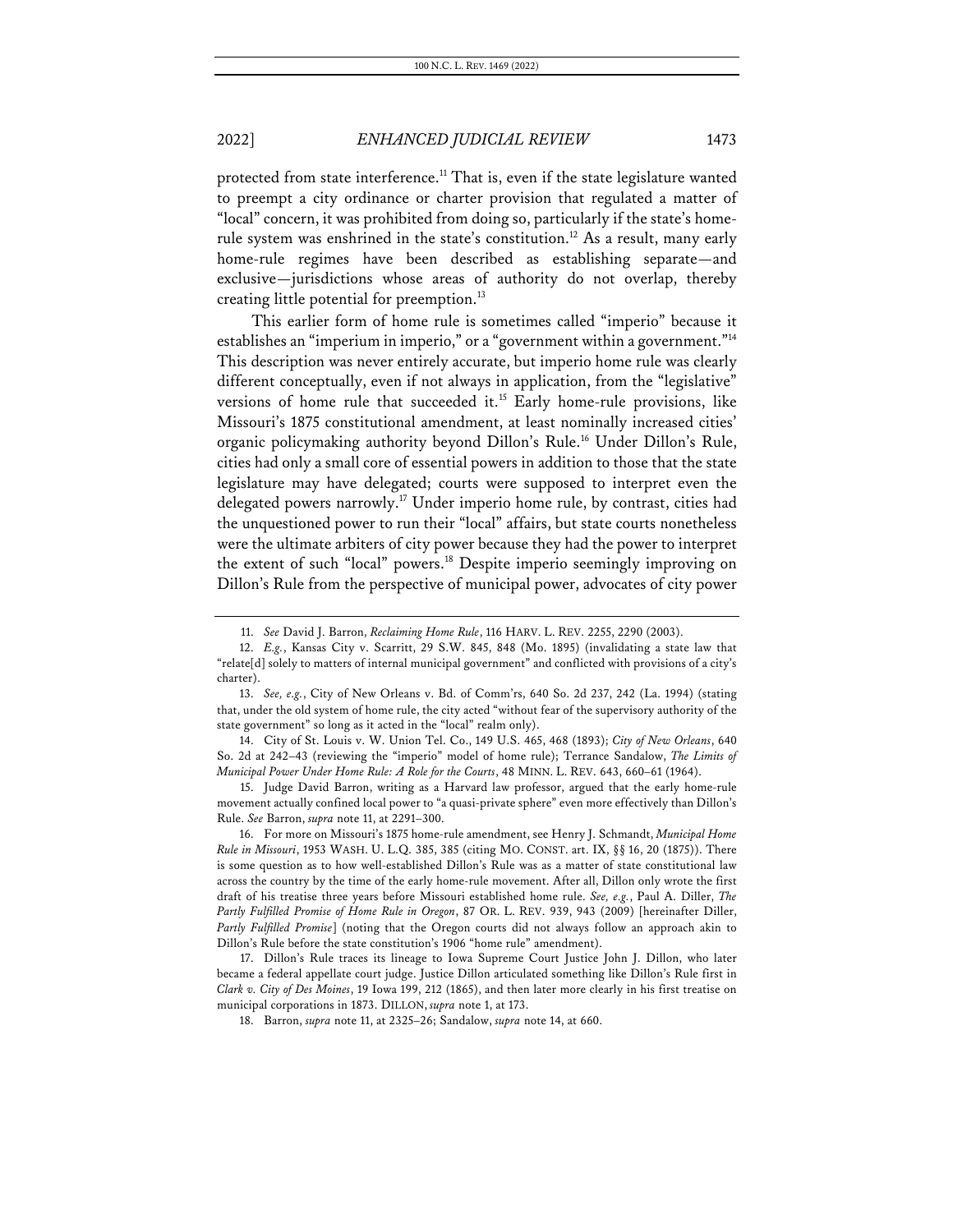protected from state interference.[11] That is, even if the state legislature wanted to preempt a city ordinance or charter provision that regulated a matter of "local" concern, it was prohibited from doing so, particularly if the state's home-rule system was enshrined in the state's constitution.[12] As a result, many early home-rule regimes have been described as establishing separate—and exclusive—jurisdictions whose areas of authority do not overlap, thereby creating little potential for preemption.[13]

This earlier form of home rule is sometimes called "imperio" because it establishes an "imperium in imperio," or a "government within a government."[14] This description was never entirely accurate, but imperio home rule was clearly different conceptually, even if not always in application, from the "legislative" versions of home rule that succeeded it.[15] Early home-rule provisions, like Missouri's 1875 constitutional amendment, at least nominally increased cities' organic policymaking authority beyond Dillon's Rule.[16] Under Dillon's Rule, cities had only a small core of essential powers in addition to those that the state legislature may have delegated; courts were supposed to interpret even the delegated powers narrowly.[17] Under imperio home rule, by contrast, cities had the unquestioned power to run their "local" affairs, but state courts nonetheless were the ultimate arbiters of city power because they had the power to interpret the extent of such "local" powers.[18] Despite imperio seemingly improving on Dillon's Rule from the perspective of municipal power, advocates of city power

---

11. *See* David J. Barron, *Reclaiming Home Rule*, 116 HARV. L. REV. 2255, 2290 (2003).

12. *E.g.*, Kansas City v. Scarritt, 29 S.W. 845, 848 (Mo. 1895) (invalidating a state law that "relate[d] solely to matters of internal municipal government" and conflicted with provisions of a city's charter).

13. *See, e.g.*, City of New Orleans v. Bd. of Comm'rs, 640 So. 2d 237, 242 (La. 1994) (stating that, under the old system of home rule, the city acted "without fear of the supervisory authority of the state government" so long as it acted in the "local" realm only).

14. City of St. Louis v. W. Union Tel. Co., 149 U.S. 465, 468 (1893); *City of New Orleans*, 640 So. 2d at 242–43 (reviewing the "imperio" model of home rule); Terrance Sandalow, *The Limits of Municipal Power Under Home Rule: A Role for the Courts*, 48 MINN. L. REV. 643, 660–61 (1964).

15. Judge David Barron, writing as a Harvard law professor, argued that the early home-rule movement actually confined local power to "a quasi-private sphere" even more effectively than Dillon's Rule. *See* Barron, *supra* note 11, at 2291–300.

16. For more on Missouri's 1875 home-rule amendment, see Henry J. Schmandt, *Municipal Home Rule in Missouri*, 1953 WASH. U. L.Q. 385, 385 (citing MO. CONST. art. IX, §§ 16, 20 (1875)). There is some question as to how well-established Dillon's Rule was as a matter of state constitutional law across the country by the time of the early home-rule movement. After all, Dillon only wrote the first draft of his treatise three years before Missouri established home rule. *See, e.g.*, Paul A. Diller, *The Partly Fulfilled Promise of Home Rule in Oregon*, 87 OR. L. REV. 939, 943 (2009) [hereinafter Diller, *Partly Fulfilled Promise*] (noting that the Oregon courts did not always follow an approach akin to Dillon's Rule before the state constitution's 1906 "home rule" amendment).

17. Dillon's Rule traces its lineage to Iowa Supreme Court Justice John J. Dillon, who later became a federal appellate court judge. Justice Dillon articulated something like Dillon's Rule first in *Clark v. City of Des Moines*, 19 Iowa 199, 212 (1865), and then later more clearly in his first treatise on municipal corporations in 1873. DILLON, *supra* note 1, at 173.

18. Barron, *supra* note 11, at 2325–26; Sandalow, *supra* note 14, at 660.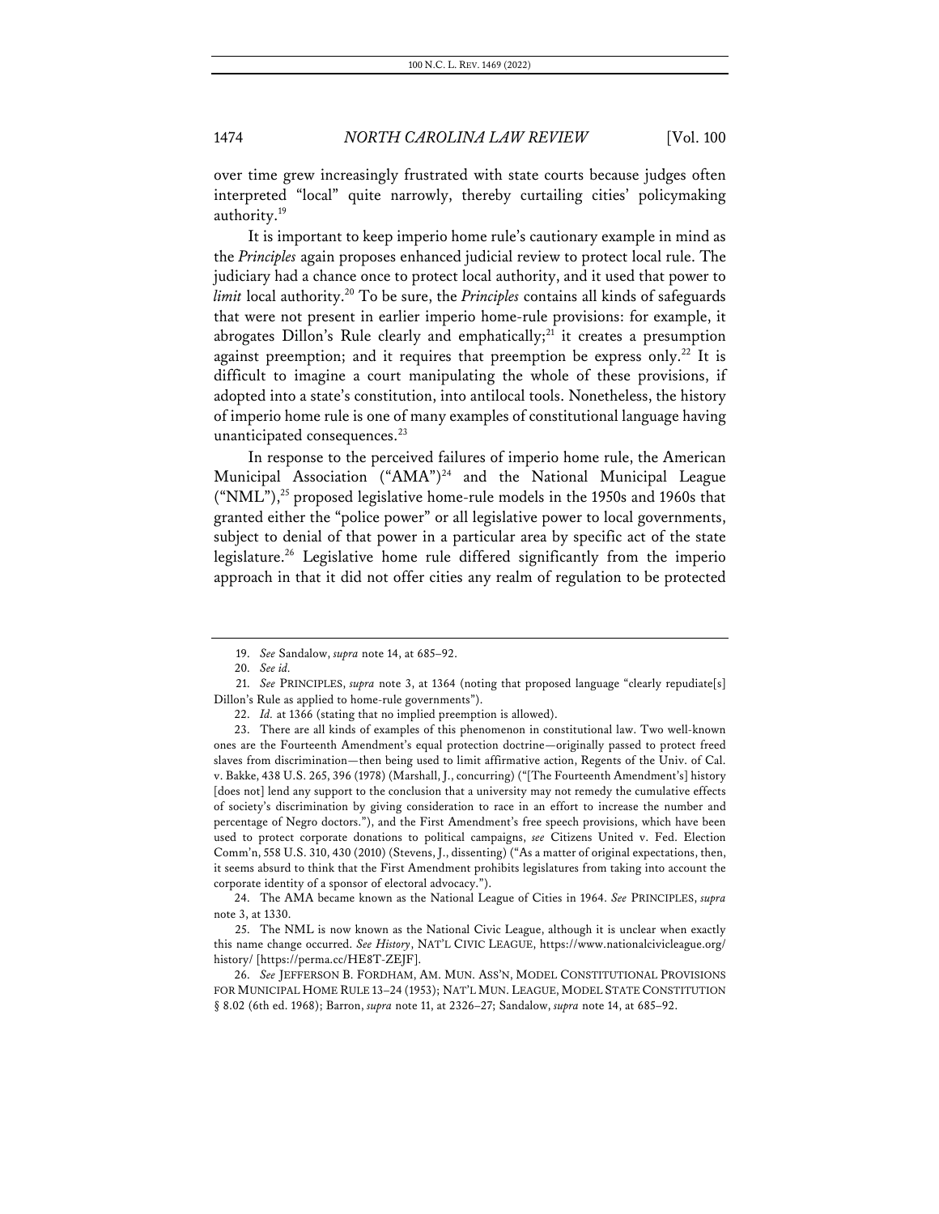over time grew increasingly frustrated with state courts because judges often interpreted "local" quite narrowly, thereby curtailing cities' policymaking authority.[19]

It is important to keep imperio home rule's cautionary example in mind as the *Principles* again proposes enhanced judicial review to protect local rule. The judiciary had a chance once to protect local authority, and it used that power to *limit* local authority.[20] To be sure, the *Principles* contains all kinds of safeguards that were not present in earlier imperio home-rule provisions: for example, it abrogates Dillon's Rule clearly and emphatically;[21] it creates a presumption against preemption; and it requires that preemption be express only.[22] It is difficult to imagine a court manipulating the whole of these provisions, if adopted into a state's constitution, into antilocal tools. Nonetheless, the history of imperio home rule is one of many examples of constitutional language having unanticipated consequences.[23]

In response to the perceived failures of imperio home rule, the American Municipal Association ("AMA")[24] and the National Municipal League ("NML"),[25] proposed legislative home-rule models in the 1950s and 1960s that granted either the "police power" or all legislative power to local governments, subject to denial of that power in a particular area by specific act of the state legislature.[26] Legislative home rule differed significantly from the imperio approach in that it did not offer cities any realm of regulation to be protected

---

19. *See* Sandalow, *supra* note 14, at 685–92.

20. *See id.*

21. *See* PRINCIPLES, *supra* note 3, at 1364 (noting that proposed language "clearly repudiate[s] Dillon's Rule as applied to home-rule governments").

22. *Id.* at 1366 (stating that no implied preemption is allowed).

23. There are all kinds of examples of this phenomenon in constitutional law. Two well-known ones are the Fourteenth Amendment's equal protection doctrine—originally passed to protect freed slaves from discrimination—then being used to limit affirmative action, Regents of the Univ. of Cal. v. Bakke, 438 U.S. 265, 396 (1978) (Marshall, J., concurring) ("[The Fourteenth Amendment's] history [does not] lend any support to the conclusion that a university may not remedy the cumulative effects of society's discrimination by giving consideration to race in an effort to increase the number and percentage of Negro doctors."), and the First Amendment's free speech provisions, which have been used to protect corporate donations to political campaigns, *see* Citizens United v. Fed. Election Comm'n, 558 U.S. 310, 430 (2010) (Stevens, J., dissenting) ("As a matter of original expectations, then, it seems absurd to think that the First Amendment prohibits legislatures from taking into account the corporate identity of a sponsor of electoral advocacy.").

24. The AMA became known as the National League of Cities in 1964. *See* PRINCIPLES, *supra* note 3, at 1330.

25. The NML is now known as the National Civic League, although it is unclear when exactly this name change occurred. *See History*, NAT'L CIVIC LEAGUE, https://www.nationalcivicleague.org/history/ [https://perma.cc/HE8T-ZEJF].

26. *See* JEFFERSON B. FORDHAM, AM. MUN. ASS'N, MODEL CONSTITUTIONAL PROVISIONS FOR MUNICIPAL HOME RULE 13–24 (1953); NAT'L MUN. LEAGUE, MODEL STATE CONSTITUTION § 8.02 (6th ed. 1968); Barron, *supra* note 11, at 2326–27; Sandalow, *supra* note 14, at 685–92.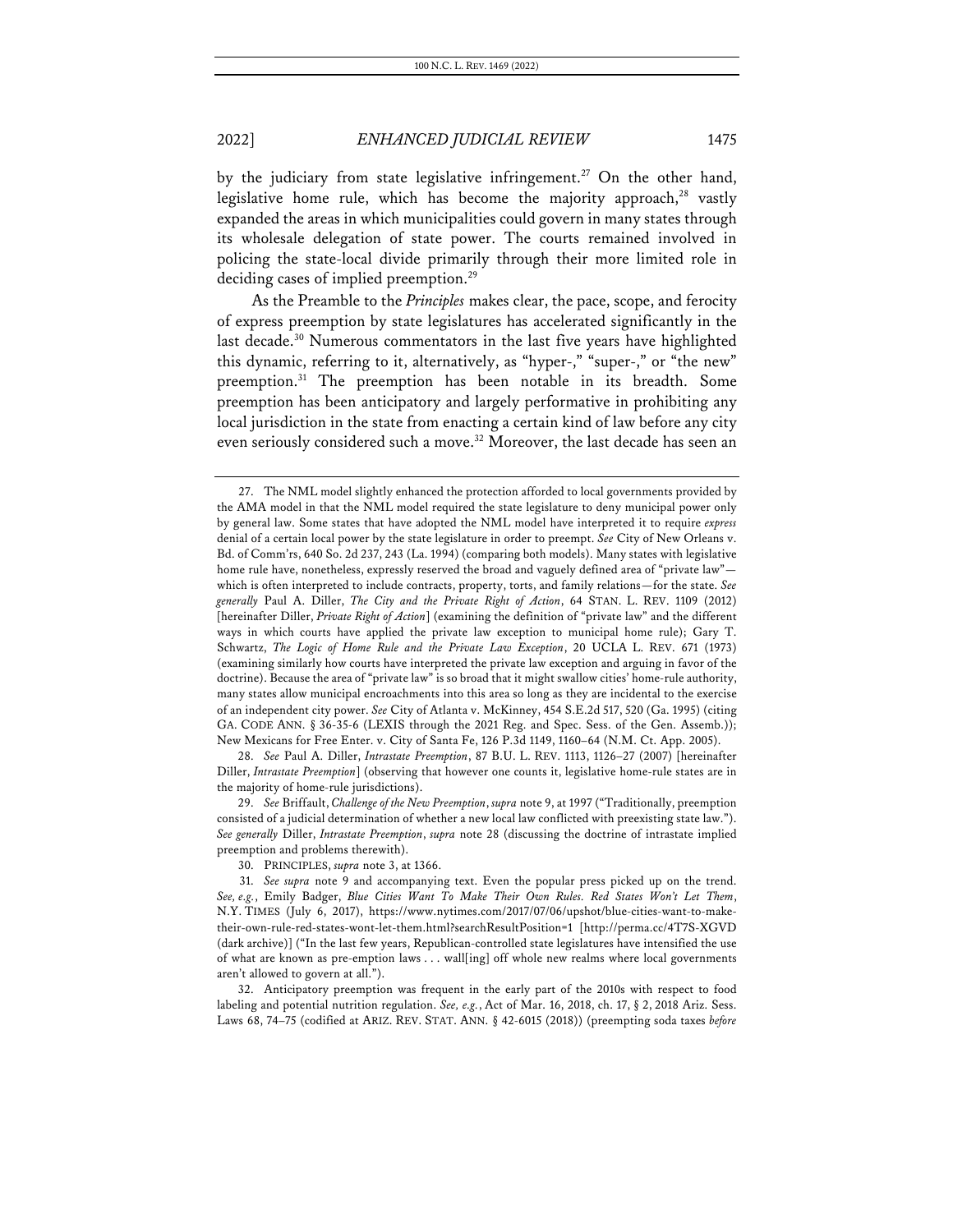by the judiciary from state legislative infringement.[27] On the other hand, legislative home rule, which has become the majority approach,[28] vastly expanded the areas in which municipalities could govern in many states through its wholesale delegation of state power. The courts remained involved in policing the state-local divide primarily through their more limited role in deciding cases of implied preemption.[29]

As the Preamble to the *Principles* makes clear, the pace, scope, and ferocity of express preemption by state legislatures has accelerated significantly in the last decade.[30] Numerous commentators in the last five years have highlighted this dynamic, referring to it, alternatively, as "hyper-," "super-," or "the new" preemption.[31] The preemption has been notable in its breadth. Some preemption has been anticipatory and largely performative in prohibiting any local jurisdiction in the state from enacting a certain kind of law before any city even seriously considered such a move.[32] Moreover, the last decade has seen an

---

27. The NML model slightly enhanced the protection afforded to local governments provided by the AMA model in that the NML model required the state legislature to deny municipal power only by general law. Some states that have adopted the NML model have interpreted it to require *express* denial of a certain local power by the state legislature in order to preempt. *See* City of New Orleans v. Bd. of Comm'rs, 640 So. 2d 237, 243 (La. 1994) (comparing both models). Many states with legislative home rule have, nonetheless, expressly reserved the broad and vaguely defined area of "private law"—which is often interpreted to include contracts, property, torts, and family relations—for the state. *See generally* Paul A. Diller, *The City and the Private Right of Action*, 64 STAN. L. REV. 1109 (2012) [hereinafter Diller, *Private Right of Action*] (examining the definition of "private law" and the different ways in which courts have applied the private law exception to municipal home rule); Gary T. Schwartz, *The Logic of Home Rule and the Private Law Exception*, 20 UCLA L. REV. 671 (1973) (examining similarly how courts have interpreted the private law exception and arguing in favor of the doctrine). Because the area of "private law" is so broad that it might swallow cities' home-rule authority, many states allow municipal encroachments into this area so long as they are incidental to the exercise of an independent city power. *See* City of Atlanta v. McKinney, 454 S.E.2d 517, 520 (Ga. 1995) (citing GA. CODE ANN. § 36-35-6 (LEXIS through the 2021 Reg. and Spec. Sess. of the Gen. Assemb.)); New Mexicans for Free Enter. v. City of Santa Fe, 126 P.3d 1149, 1160–64 (N.M. Ct. App. 2005).

28. *See* Paul A. Diller, *Intrastate Preemption*, 87 B.U. L. REV. 1113, 1126–27 (2007) [hereinafter Diller, *Intrastate Preemption*] (observing that however one counts it, legislative home-rule states are in the majority of home-rule jurisdictions).

29. *See* Briffault, *Challenge of the New Preemption*, *supra* note 9, at 1997 ("Traditionally, preemption consisted of a judicial determination of whether a new local law conflicted with preexisting state law."). *See generally* Diller, *Intrastate Preemption*, *supra* note 28 (discussing the doctrine of intrastate implied preemption and problems therewith).

30. PRINCIPLES, *supra* note 3, at 1366.

31. *See supra* note 9 and accompanying text. Even the popular press picked up on the trend. *See, e.g.*, Emily Badger, *Blue Cities Want To Make Their Own Rules. Red States Won't Let Them*, N.Y. TIMES (July 6, 2017), https://www.nytimes.com/2017/07/06/upshot/blue-cities-want-to-make-their-own-rule-red-states-wont-let-them.html?searchResultPosition=1 [http://perma.cc/4T7S-XGVD (dark archive)] ("In the last few years, Republican-controlled state legislatures have intensified the use of what are known as pre-emption laws . . . wall[ing] off whole new realms where local governments aren't allowed to govern at all.").

32. Anticipatory preemption was frequent in the early part of the 2010s with respect to food labeling and potential nutrition regulation. *See, e.g.*, Act of Mar. 16, 2018, ch. 17, § 2, 2018 Ariz. Sess. Laws 68, 74–75 (codified at ARIZ. REV. STAT. ANN. § 42-6015 (2018)) (preempting soda taxes *before*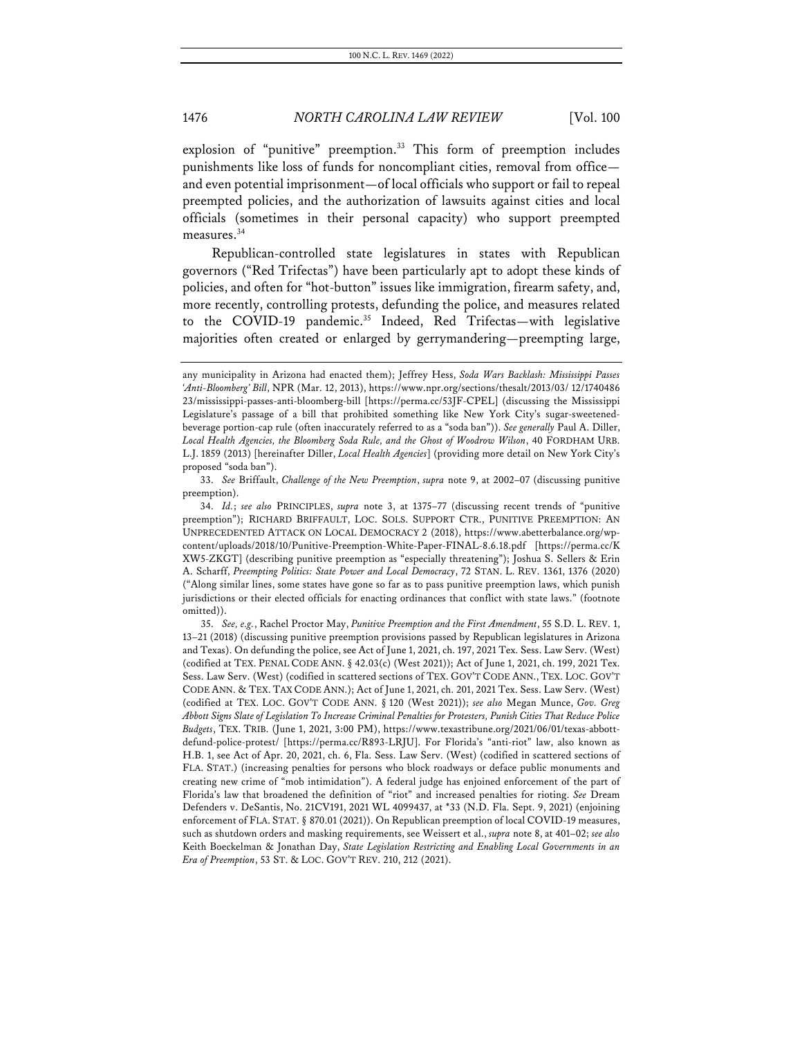explosion of "punitive" preemption.[33] This form of preemption includes punishments like loss of funds for noncompliant cities, removal from office—and even potential imprisonment—of local officials who support or fail to repeal preempted policies, and the authorization of lawsuits against cities and local officials (sometimes in their personal capacity) who support preempted measures.[34]

Republican-controlled state legislatures in states with Republican governors ("Red Trifectas") have been particularly apt to adopt these kinds of policies, and often for "hot-button" issues like immigration, firearm safety, and, more recently, controlling protests, defunding the police, and measures related to the COVID-19 pandemic.[35] Indeed, Red Trifectas—with legislative majorities often created or enlarged by gerrymandering—preempting large,

---

any municipality in Arizona had enacted them); Jeffrey Hess, *Soda Wars Backlash: Mississippi Passes 'Anti-Bloomberg' Bill*, NPR (Mar. 12, 2013), https://www.npr.org/sections/thesalt/2013/03/ 12/1740486 23/mississippi-passes-anti-bloomberg-bill [https://perma.cc/53JF-CPEL] (discussing the Mississippi Legislature's passage of a bill that prohibited something like New York City's sugar-sweetened-beverage portion-cap rule (often inaccurately referred to as a "soda ban")). *See generally* Paul A. Diller, *Local Health Agencies, the Bloomberg Soda Rule, and the Ghost of Woodrow Wilson*, 40 FORDHAM URB. L.J. 1859 (2013) [hereinafter Diller, *Local Health Agencies*] (providing more detail on New York City's proposed "soda ban").

33. *See* Briffault, *Challenge of the New Preemption*, *supra* note 9, at 2002–07 (discussing punitive preemption).

34. *Id.*; *see also* PRINCIPLES, *supra* note 3, at 1375–77 (discussing recent trends of "punitive preemption"); RICHARD BRIFFAULT, LOC. SOLS. SUPPORT CTR., PUNITIVE PREEMPTION: AN UNPRECEDENTED ATTACK ON LOCAL DEMOCRACY 2 (2018), https://www.abetterbalance.org/wp-content/uploads/2018/10/Punitive-Preemption-White-Paper-FINAL-8.6.18.pdf [https://perma.cc/KXW5-ZKGT] (describing punitive preemption as "especially threatening"); Joshua S. Sellers & Erin A. Scharff, *Preempting Politics: State Power and Local Democracy*, 72 STAN. L. REV. 1361, 1376 (2020) ("Along similar lines, some states have gone so far as to pass punitive preemption laws, which punish jurisdictions or their elected officials for enacting ordinances that conflict with state laws." (footnote omitted)).

35. *See, e.g.*, Rachel Proctor May, *Punitive Preemption and the First Amendment*, 55 S.D. L. REV. 1, 13–21 (2018) (discussing punitive preemption provisions passed by Republican legislatures in Arizona and Texas). On defunding the police, see Act of June 1, 2021, ch. 197, 2021 Tex. Sess. Law Serv. (West) (codified at TEX. PENAL CODE ANN. § 42.03(c) (West 2021)); Act of June 1, 2021, ch. 199, 2021 Tex. Sess. Law Serv. (West) (codified in scattered sections of TEX. GOV'T CODE ANN., TEX. LOC. GOV'T CODE ANN. & TEX. TAX CODE ANN.); Act of June 1, 2021, ch. 201, 2021 Tex. Sess. Law Serv. (West) (codified at TEX. LOC. GOV'T CODE ANN. § 120 (West 2021)); *see also* Megan Munce, *Gov. Greg Abbott Signs Slate of Legislation To Increase Criminal Penalties for Protesters, Punish Cities That Reduce Police Budgets*, TEX. TRIB. (June 1, 2021, 3:00 PM), https://www.texastribune.org/2021/06/01/texas-abbott-defund-police-protest/ [https://perma.cc/R893-LRJU]. For Florida's "anti-riot" law, also known as H.B. 1, see Act of Apr. 20, 2021, ch. 6, Fla. Sess. Law Serv. (West) (codified in scattered sections of FLA. STAT.) (increasing penalties for persons who block roadways or deface public monuments and creating new crime of "mob intimidation"). A federal judge has enjoined enforcement of the part of Florida's law that broadened the definition of "riot" and increased penalties for rioting. *See* Dream Defenders v. DeSantis, No. 21CV191, 2021 WL 4099437, at *33 (N.D. Fla. Sept. 9, 2021) (enjoining enforcement of FLA. STAT. § 870.01 (2021)). On Republican preemption of local COVID-19 measures, such as shutdown orders and masking requirements, see Weissert et al., *supra* note 8, at 401–02; *see also* Keith Boeckelman & Jonathan Day, *State Legislation Restricting and Enabling Local Governments in an Era of Preemption*, 53 ST. & LOC. GOV'T REV. 210, 212 (2021).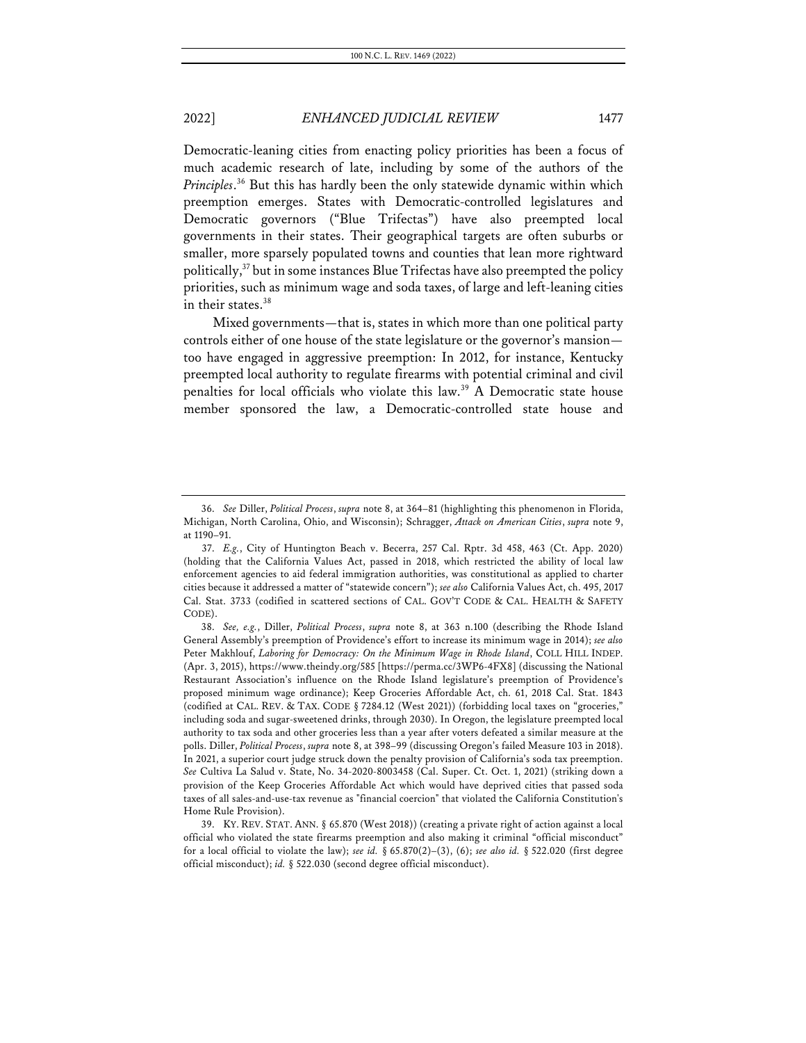Democratic-leaning cities from enacting policy priorities has been a focus of much academic research of late, including by some of the authors of the *Principles*.[36] But this has hardly been the only statewide dynamic within which preemption emerges. States with Democratic-controlled legislatures and Democratic governors ("Blue Trifectas") have also preempted local governments in their states. Their geographical targets are often suburbs or smaller, more sparsely populated towns and counties that lean more rightward politically,[37] but in some instances Blue Trifectas have also preempted the policy priorities, such as minimum wage and soda taxes, of large and left-leaning cities in their states.[38]

Mixed governments—that is, states in which more than one political party controls either of one house of the state legislature or the governor's mansion—too have engaged in aggressive preemption: In 2012, for instance, Kentucky preempted local authority to regulate firearms with potential criminal and civil penalties for local officials who violate this law.[39] A Democratic state house member sponsored the law, a Democratic-controlled state house and

---

36. *See* Diller, *Political Process*, *supra* note 8, at 364–81 (highlighting this phenomenon in Florida, Michigan, North Carolina, Ohio, and Wisconsin); Schragger, *Attack on American Cities*, *supra* note 9, at 1190–91.

37. *E.g.*, City of Huntington Beach v. Becerra, 257 Cal. Rptr. 3d 458, 463 (Ct. App. 2020) (holding that the California Values Act, passed in 2018, which restricted the ability of local law enforcement agencies to aid federal immigration authorities, was constitutional as applied to charter cities because it addressed a matter of "statewide concern"); *see also* California Values Act, ch. 495, 2017 Cal. Stat. 3733 (codified in scattered sections of CAL. GOV'T CODE & CAL. HEALTH & SAFETY CODE).

38. *See, e.g.*, Diller, *Political Process*, *supra* note 8, at 363 n.100 (describing the Rhode Island General Assembly's preemption of Providence's effort to increase its minimum wage in 2014); *see also* Peter Makhlouf, *Laboring for Democracy: On the Minimum Wage in Rhode Island*, COLL HILL INDEP. (Apr. 3, 2015), https://www.theindy.org/585 [https://perma.cc/3WP6-4FX8] (discussing the National Restaurant Association's influence on the Rhode Island legislature's preemption of Providence's proposed minimum wage ordinance); Keep Groceries Affordable Act, ch. 61, 2018 Cal. Stat. 1843 (codified at CAL. REV. & TAX. CODE § 7284.12 (West 2021)) (forbidding local taxes on "groceries," including soda and sugar-sweetened drinks, through 2030). In Oregon, the legislature preempted local authority to tax soda and other groceries less than a year after voters defeated a similar measure at the polls. Diller, *Political Process*, *supra* note 8, at 398–99 (discussing Oregon's failed Measure 103 in 2018). In 2021, a superior court judge struck down the penalty provision of California's soda tax preemption. *See* Cultiva La Salud v. State, No. 34-2020-8003458 (Cal. Super. Ct. Oct. 1, 2021) (striking down a provision of the Keep Groceries Affordable Act which would have deprived cities that passed soda taxes of all sales-and-use-tax revenue as "financial coercion" that violated the California Constitution's Home Rule Provision).

39. KY. REV. STAT. ANN. § 65.870 (West 2018)) (creating a private right of action against a local official who violated the state firearms preemption and also making it criminal "official misconduct" for a local official to violate the law); *see id.* § 65.870(2)–(3), (6); *see also id.* § 522.020 (first degree official misconduct); *id.* § 522.030 (second degree official misconduct).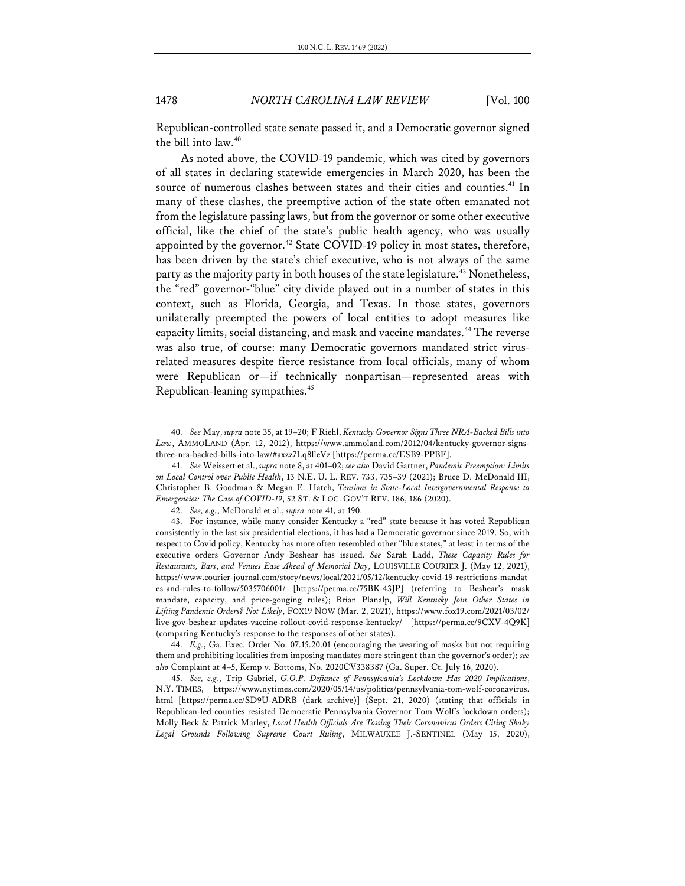Republican-controlled state senate passed it, and a Democratic governor signed the bill into law.[40]

As noted above, the COVID-19 pandemic, which was cited by governors of all states in declaring statewide emergencies in March 2020, has been the source of numerous clashes between states and their cities and counties.[41] In many of these clashes, the preemptive action of the state often emanated not from the legislature passing laws, but from the governor or some other executive official, like the chief of the state's public health agency, who was usually appointed by the governor.[42] State COVID-19 policy in most states, therefore, has been driven by the state's chief executive, who is not always of the same party as the majority party in both houses of the state legislature.[43] Nonetheless, the "red" governor-"blue" city divide played out in a number of states in this context, such as Florida, Georgia, and Texas. In those states, governors unilaterally preempted the powers of local entities to adopt measures like capacity limits, social distancing, and mask and vaccine mandates.[44] The reverse was also true, of course: many Democratic governors mandated strict virus-related measures despite fierce resistance from local officials, many of whom were Republican or—if technically nonpartisan—represented areas with Republican-leaning sympathies.[45]

---

40. *See* May, *supra* note 35, at 19–20; F Riehl, *Kentucky Governor Signs Three NRA-Backed Bills into Law*, AMMOLAND (Apr. 12, 2012), https://www.ammoland.com/2012/04/kentucky-governor-signs-three-nra-backed-bills-into-law/#axzz7Lq8lleVz [https://perma.cc/ESB9-PPBF].

41. *See* Weissert et al., *supra* note 8, at 401–02; *see also* David Gartner, *Pandemic Preemption: Limits on Local Control over Public Health*, 13 N.E. U. L. REV. 733, 735–39 (2021); Bruce D. McDonald III, Christopher B. Goodman & Megan E. Hatch, *Tensions in State-Local Intergovernmental Response to Emergencies: The Case of COVID-19*, 52 ST. & LOC. GOV'T REV. 186, 186 (2020).

42. *See, e.g.*, McDonald et al., *supra* note 41, at 190.

43. For instance, while many consider Kentucky a "red" state because it has voted Republican consistently in the last six presidential elections, it has had a Democratic governor since 2019. So, with respect to Covid policy, Kentucky has more often resembled other "blue states," at least in terms of the executive orders Governor Andy Beshear has issued. *See* Sarah Ladd, *These Capacity Rules for Restaurants, Bars, and Venues Ease Ahead of Memorial Day*, LOUISVILLE COURIER J. (May 12, 2021), https://www.courier-journal.com/story/news/local/2021/05/12/kentucky-covid-19-restrictions-mandates-and-rules-to-follow/5035706001/ [https://perma.cc/75BK-43JP] (referring to Beshear's mask mandate, capacity, and price-gouging rules); Brian Planalp, *Will Kentucky Join Other States in Lifting Pandemic Orders? Not Likely*, FOX19 NOW (Mar. 2, 2021), https://www.fox19.com/2021/03/02/live-gov-beshear-updates-vaccine-rollout-covid-response-kentucky/ [https://perma.cc/9CXV-4Q9K] (comparing Kentucky's response to the responses of other states).

44. *E.g.*, Ga. Exec. Order No. 07.15.20.01 (encouraging the wearing of masks but not requiring them and prohibiting localities from imposing mandates more stringent than the governor's order); *see also* Complaint at 4–5, Kemp v. Bottoms, No. 2020CV338387 (Ga. Super. Ct. July 16, 2020).

45. *See, e.g.*, Trip Gabriel, *G.O.P. Defiance of Pennsylvania's Lockdown Has 2020 Implications*, N.Y. TIMES, https://www.nytimes.com/2020/05/14/us/politics/pennsylvania-tom-wolf-coronavirus.html [https://perma.cc/SD9U-ADRB (dark archive)] (Sept. 21, 2020) (stating that officials in Republican-led counties resisted Democratic Pennsylvania Governor Tom Wolf's lockdown orders); Molly Beck & Patrick Marley, *Local Health Officials Are Tossing Their Coronavirus Orders Citing Shaky Legal Grounds Following Supreme Court Ruling*, MILWAUKEE J.-SENTINEL (May 15, 2020),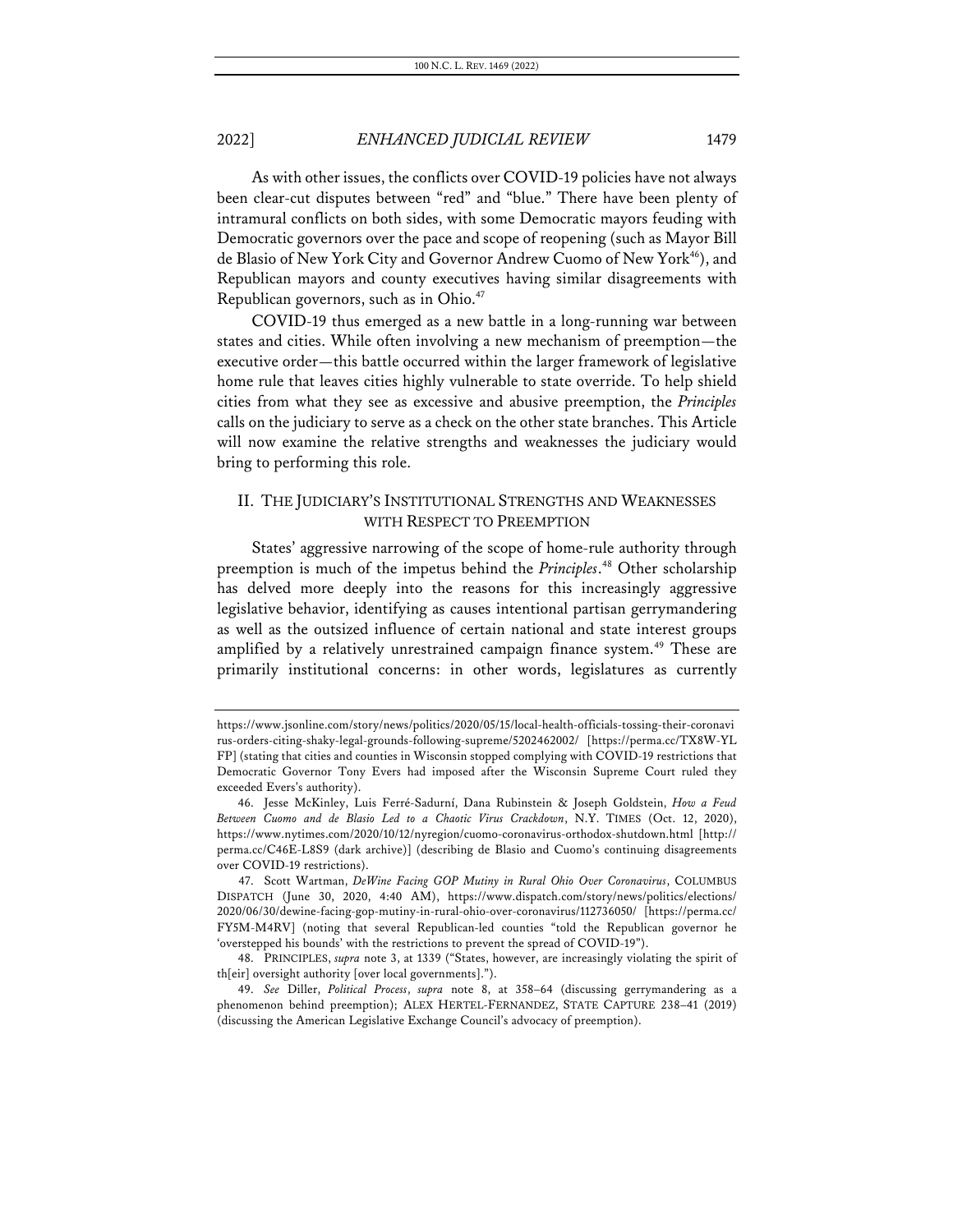As with other issues, the conflicts over COVID-19 policies have not always been clear-cut disputes between "red" and "blue." There have been plenty of intramural conflicts on both sides, with some Democratic mayors feuding with Democratic governors over the pace and scope of reopening (such as Mayor Bill de Blasio of New York City and Governor Andrew Cuomo of New York[46]), and Republican mayors and county executives having similar disagreements with Republican governors, such as in Ohio.[47]

COVID-19 thus emerged as a new battle in a long-running war between states and cities. While often involving a new mechanism of preemption—the executive order—this battle occurred within the larger framework of legislative home rule that leaves cities highly vulnerable to state override. To help shield cities from what they see as excessive and abusive preemption, the *Principles* calls on the judiciary to serve as a check on the other state branches. This Article will now examine the relative strengths and weaknesses the judiciary would bring to performing this role.

## II. THE JUDICIARY'S INSTITUTIONAL STRENGTHS AND WEAKNESSES WITH RESPECT TO PREEMPTION

States' aggressive narrowing of the scope of home-rule authority through preemption is much of the impetus behind the *Principles*.[48] Other scholarship has delved more deeply into the reasons for this increasingly aggressive legislative behavior, identifying as causes intentional partisan gerrymandering as well as the outsized influence of certain national and state interest groups amplified by a relatively unrestrained campaign finance system.[49] These are primarily institutional concerns: in other words, legislatures as currently

---

https://www.jsonline.com/story/news/politics/2020/05/15/local-health-officials-tossing-their-coronavirus-orders-citing-shaky-legal-grounds-following-supreme/5202462002/ [https://perma.cc/TX8W-YLFP] (stating that cities and counties in Wisconsin stopped complying with COVID-19 restrictions that Democratic Governor Tony Evers had imposed after the Wisconsin Supreme Court ruled they exceeded Evers's authority).

46. Jesse McKinley, Luis Ferré-Sadurní, Dana Rubinstein & Joseph Goldstein, *How a Feud Between Cuomo and de Blasio Led to a Chaotic Virus Crackdown*, N.Y. TIMES (Oct. 12, 2020), https://www.nytimes.com/2020/10/12/nyregion/cuomo-coronavirus-orthodox-shutdown.html [http://perma.cc/C46E-L8S9 (dark archive)] (describing de Blasio and Cuomo's continuing disagreements over COVID-19 restrictions).

47. Scott Wartman, *DeWine Facing GOP Mutiny in Rural Ohio Over Coronavirus*, COLUMBUS DISPATCH (June 30, 2020, 4:40 AM), https://www.dispatch.com/story/news/politics/elections/2020/06/30/dewine-facing-gop-mutiny-in-rural-ohio-over-coronavirus/112736050/ [https://perma.cc/FY5M-M4RV] (noting that several Republican-led counties "told the Republican governor he 'overstepped his bounds' with the restrictions to prevent the spread of COVID-19").

48. PRINCIPLES, *supra* note 3, at 1339 ("States, however, are increasingly violating the spirit of th[eir] oversight authority [over local governments].").

49. *See* Diller, *Political Process*, *supra* note 8, at 358–64 (discussing gerrymandering as a phenomenon behind preemption); ALEX HERTEL-FERNANDEZ, STATE CAPTURE 238–41 (2019) (discussing the American Legislative Exchange Council's advocacy of preemption).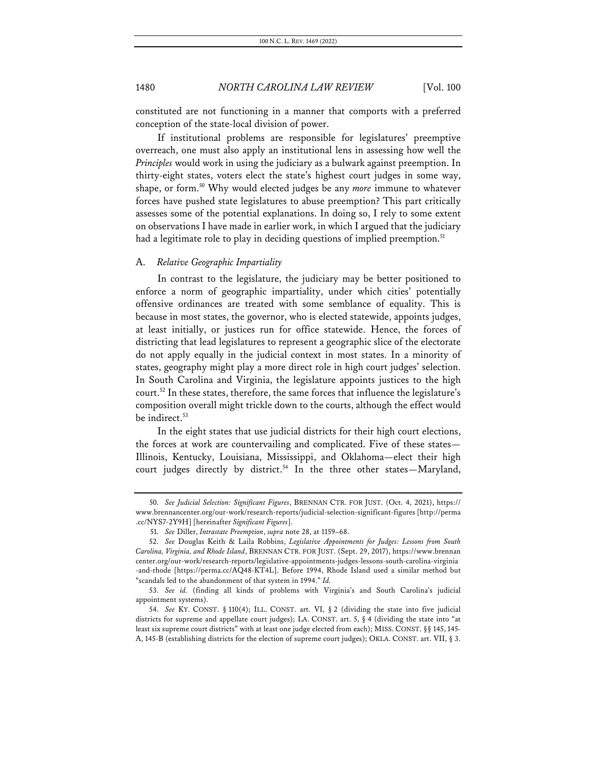constituted are not functioning in a manner that comports with a preferred conception of the state-local division of power.

If institutional problems are responsible for legislatures' preemptive overreach, one must also apply an institutional lens in assessing how well the *Principles* would work in using the judiciary as a bulwark against preemption. In thirty-eight states, voters elect the state's highest court judges in some way, shape, or form.[50] Why would elected judges be any *more* immune to whatever forces have pushed state legislatures to abuse preemption? This part critically assesses some of the potential explanations. In doing so, I rely to some extent on observations I have made in earlier work, in which I argued that the judiciary had a legitimate role to play in deciding questions of implied preemption.[51]

### A. *Relative Geographic Impartiality*

In contrast to the legislature, the judiciary may be better positioned to enforce a norm of geographic impartiality, under which cities' potentially offensive ordinances are treated with some semblance of equality. This is because in most states, the governor, who is elected statewide, appoints judges, at least initially, or justices run for office statewide. Hence, the forces of districting that lead legislatures to represent a geographic slice of the electorate do not apply equally in the judicial context in most states. In a minority of states, geography might play a more direct role in high court judges' selection. In South Carolina and Virginia, the legislature appoints justices to the high court.[52] In these states, therefore, the same forces that influence the legislature's composition overall might trickle down to the courts, although the effect would be indirect.[53]

In the eight states that use judicial districts for their high court elections, the forces at work are countervailing and complicated. Five of these states—Illinois, Kentucky, Louisiana, Mississippi, and Oklahoma—elect their high court judges directly by district.[54] In the three other states—Maryland,

---

50. *See Judicial Selection: Significant Figures*, BRENNAN CTR. FOR JUST. (Oct. 4, 2021), https://www.brennancenter.org/our-work/research-reports/judicial-selection-significant-figures [http://perma.cc/NYS7-2Y9H] [hereinafter *Significant Figures*].

51. *See* Diller, *Intrastate Preemption*, *supra* note 28, at 1159–68.

52. *See* Douglas Keith & Laila Robbins, *Legislative Appointments for Judges: Lessons from South Carolina, Virginia, and Rhode Island*, BRENNAN CTR. FOR JUST. (Sept. 29, 2017), https://www.brennancenter.org/our-work/research-reports/legislative-appointments-judges-lessons-south-carolina-virginia-and-rhode [https://perma.cc/AQ48-KT4L]. Before 1994, Rhode Island used a similar method but "scandals led to the abandonment of that system in 1994." *Id.*

53. *See id.* (finding all kinds of problems with Virginia's and South Carolina's judicial appointment systems).

54. *See* KY. CONST. § 110(4); ILL. CONST. art. VI, § 2 (dividing the state into five judicial districts for supreme and appellate court judges); LA. CONST. art. 5, § 4 (dividing the state into "at least six supreme court districts" with at least one judge elected from each); MISS. CONST. §§ 145, 145-A, 145-B (establishing districts for the election of supreme court judges); OKLA. CONST. art. VII, § 3.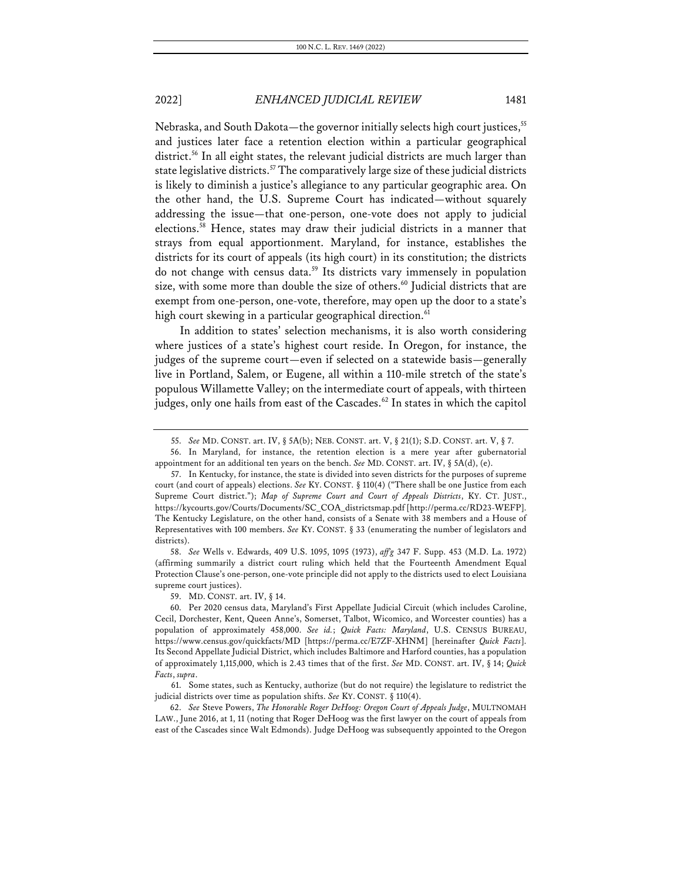Nebraska, and South Dakota—the governor initially selects high court justices,[55] and justices later face a retention election within a particular geographical district.[56] In all eight states, the relevant judicial districts are much larger than state legislative districts.[57] The comparatively large size of these judicial districts is likely to diminish a justice's allegiance to any particular geographic area. On the other hand, the U.S. Supreme Court has indicated—without squarely addressing the issue—that one-person, one-vote does not apply to judicial elections.[58] Hence, states may draw their judicial districts in a manner that strays from equal apportionment. Maryland, for instance, establishes the districts for its court of appeals (its high court) in its constitution; the districts do not change with census data.[59] Its districts vary immensely in population size, with some more than double the size of others.[60] Judicial districts that are exempt from one-person, one-vote, therefore, may open up the door to a state's high court skewing in a particular geographical direction.[61]

In addition to states' selection mechanisms, it is also worth considering where justices of a state's highest court reside. In Oregon, for instance, the judges of the supreme court—even if selected on a statewide basis—generally live in Portland, Salem, or Eugene, all within a 110-mile stretch of the state's populous Willamette Valley; on the intermediate court of appeals, with thirteen judges, only one hails from east of the Cascades.[62] In states in which the capitol

---

55. *See* MD. CONST. art. IV, § 5A(b); NEB. CONST. art. V, § 21(1); S.D. CONST. art. V, § 7.

56. In Maryland, for instance, the retention election is a mere year after gubernatorial appointment for an additional ten years on the bench. *See* MD. CONST. art. IV, § 5A(d), (e).

57. In Kentucky, for instance, the state is divided into seven districts for the purposes of supreme court (and court of appeals) elections. *See* KY. CONST. § 110(4) ("There shall be one Justice from each Supreme Court district."); *Map of Supreme Court and Court of Appeals Districts*, KY. CT. JUST., https://kycourts.gov/Courts/Documents/SC_COA_districtsmap.pdf [http://perma.cc/RD23-WEFP]. The Kentucky Legislature, on the other hand, consists of a Senate with 38 members and a House of Representatives with 100 members. *See* KY. CONST. § 33 (enumerating the number of legislators and districts).

58. *See* Wells v. Edwards, 409 U.S. 1095, 1095 (1973), *aff'g* 347 F. Supp. 453 (M.D. La. 1972) (affirming summarily a district court ruling which held that the Fourteenth Amendment Equal Protection Clause's one-person, one-vote principle did not apply to the districts used to elect Louisiana supreme court justices).

59. MD. CONST. art. IV, § 14.

60. Per 2020 census data, Maryland's First Appellate Judicial Circuit (which includes Caroline, Cecil, Dorchester, Kent, Queen Anne's, Somerset, Talbot, Wicomico, and Worcester counties) has a population of approximately 458,000. *See id.*; *Quick Facts: Maryland*, U.S. CENSUS BUREAU, https://www.census.gov/quickfacts/MD [https://perma.cc/E7ZF-XHNM] [hereinafter *Quick Facts*]. Its Second Appellate Judicial District, which includes Baltimore and Harford counties, has a population of approximately 1,115,000, which is 2.43 times that of the first. *See* MD. CONST. art. IV, § 14; *Quick Facts*, *supra*.

61. Some states, such as Kentucky, authorize (but do not require) the legislature to redistrict the judicial districts over time as population shifts. *See* KY. CONST. § 110(4).

62. *See* Steve Powers, *The Honorable Roger DeHoog: Oregon Court of Appeals Judge*, MULTNOMAH LAW., June 2016, at 1, 11 (noting that Roger DeHoog was the first lawyer on the court of appeals from east of the Cascades since Walt Edmonds). Judge DeHoog was subsequently appointed to the Oregon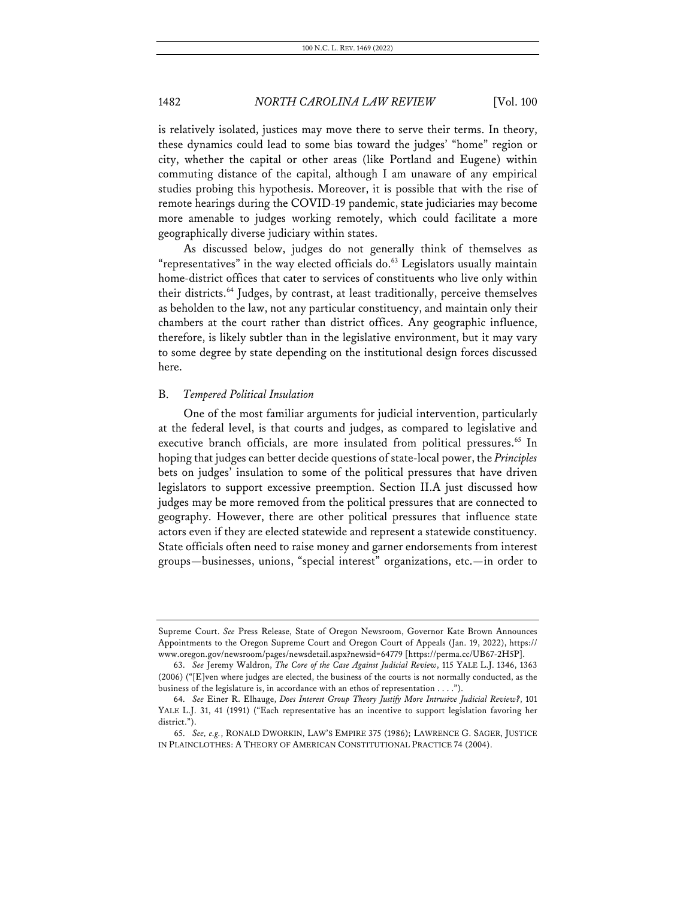is relatively isolated, justices may move there to serve their terms. In theory, these dynamics could lead to some bias toward the judges' "home" region or city, whether the capital or other areas (like Portland and Eugene) within commuting distance of the capital, although I am unaware of any empirical studies probing this hypothesis. Moreover, it is possible that with the rise of remote hearings during the COVID-19 pandemic, state judiciaries may become more amenable to judges working remotely, which could facilitate a more geographically diverse judiciary within states.

As discussed below, judges do not generally think of themselves as "representatives" in the way elected officials do.[63] Legislators usually maintain home-district offices that cater to services of constituents who live only within their districts.[64] Judges, by contrast, at least traditionally, perceive themselves as beholden to the law, not any particular constituency, and maintain only their chambers at the court rather than district offices. Any geographic influence, therefore, is likely subtler than in the legislative environment, but it may vary to some degree by state depending on the institutional design forces discussed here.

## B. *Tempered Political Insulation*

One of the most familiar arguments for judicial intervention, particularly at the federal level, is that courts and judges, as compared to legislative and executive branch officials, are more insulated from political pressures.[65] In hoping that judges can better decide questions of state-local power, the *Principles* bets on judges' insulation to some of the political pressures that have driven legislators to support excessive preemption. Section II.A just discussed how judges may be more removed from the political pressures that are connected to geography. However, there are other political pressures that influence state actors even if they are elected statewide and represent a statewide constituency. State officials often need to raise money and garner endorsements from interest groups—businesses, unions, "special interest" organizations, etc.—in order to

---

Supreme Court. *See* Press Release, State of Oregon Newsroom, Governor Kate Brown Announces Appointments to the Oregon Supreme Court and Oregon Court of Appeals (Jan. 19, 2022), https://www.oregon.gov/newsroom/pages/newsdetail.aspx?newsid=64779 [https://perma.cc/UB67-2H5P].

63. *See* Jeremy Waldron, *The Core of the Case Against Judicial Review*, 115 YALE L.J. 1346, 1363 (2006) ("[E]ven where judges are elected, the business of the courts is not normally conducted, as the business of the legislature is, in accordance with an ethos of representation . . . .").

64. *See* Einer R. Elhauge, *Does Interest Group Theory Justify More Intrusive Judicial Review?*, 101 YALE L.J. 31, 41 (1991) ("Each representative has an incentive to support legislation favoring her district.").

65. *See, e.g.*, RONALD DWORKIN, LAW'S EMPIRE 375 (1986); LAWRENCE G. SAGER, JUSTICE IN PLAINCLOTHES: A THEORY OF AMERICAN CONSTITUTIONAL PRACTICE 74 (2004).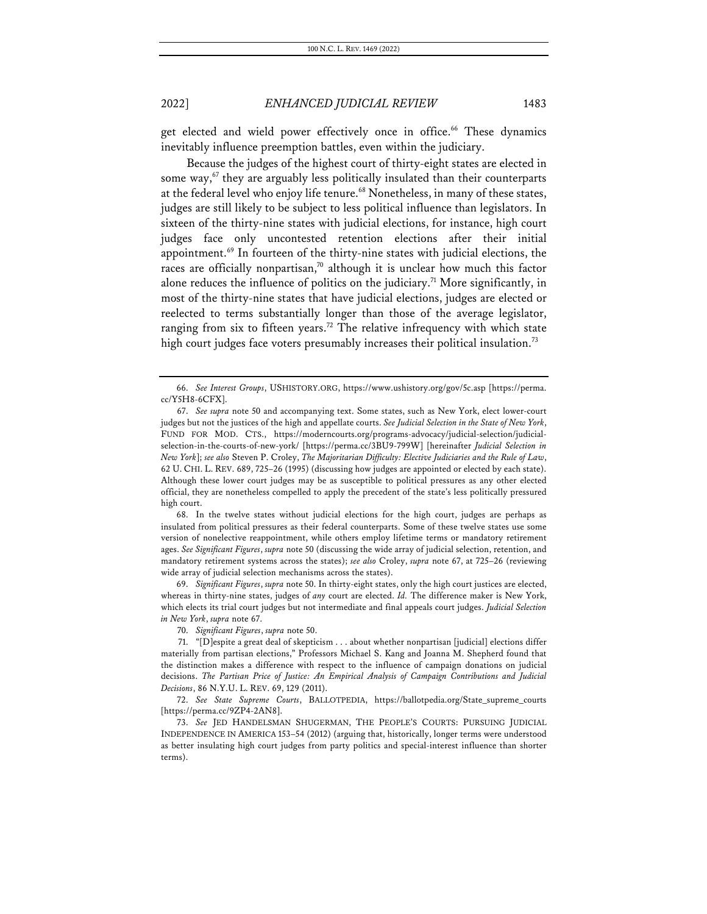get elected and wield power effectively once in office.[66] These dynamics inevitably influence preemption battles, even within the judiciary.

Because the judges of the highest court of thirty-eight states are elected in some way,[67] they are arguably less politically insulated than their counterparts at the federal level who enjoy life tenure.[68] Nonetheless, in many of these states, judges are still likely to be subject to less political influence than legislators. In sixteen of the thirty-nine states with judicial elections, for instance, high court judges face only uncontested retention elections after their initial appointment.[69] In fourteen of the thirty-nine states with judicial elections, the races are officially nonpartisan,[70] although it is unclear how much this factor alone reduces the influence of politics on the judiciary.[71] More significantly, in most of the thirty-nine states that have judicial elections, judges are elected or reelected to terms substantially longer than those of the average legislator, ranging from six to fifteen years.[72] The relative infrequency with which state high court judges face voters presumably increases their political insulation.[73]

---

66. *See Interest Groups*, USHISTORY.ORG, https://www.ushistory.org/gov/5c.asp [https://perma.cc/Y5H8-6CFX].

67. *See supra* note 50 and accompanying text. Some states, such as New York, elect lower-court judges but not the justices of the high and appellate courts. *See Judicial Selection in the State of New York*, FUND FOR MOD. CTS., https://moderncourts.org/programs-advocacy/judicial-selection/judicial-selection-in-the-courts-of-new-york/ [https://perma.cc/3BU9-799W] [hereinafter *Judicial Selection in New York*]; *see also* Steven P. Croley, *The Majoritarian Difficulty: Elective Judiciaries and the Rule of Law*, 62 U. CHI. L. REV. 689, 725–26 (1995) (discussing how judges are appointed or elected by each state). Although these lower court judges may be as susceptible to political pressures as any other elected official, they are nonetheless compelled to apply the precedent of the state's less politically pressured high court.

68. In the twelve states without judicial elections for the high court, judges are perhaps as insulated from political pressures as their federal counterparts. Some of these twelve states use some version of nonelective reappointment, while others employ lifetime terms or mandatory retirement ages. *See Significant Figures*, *supra* note 50 (discussing the wide array of judicial selection, retention, and mandatory retirement systems across the states); *see also* Croley, *supra* note 67, at 725–26 (reviewing wide array of judicial selection mechanisms across the states).

69. *Significant Figures*, *supra* note 50. In thirty-eight states, only the high court justices are elected, whereas in thirty-nine states, judges of *any* court are elected. *Id.* The difference maker is New York, which elects its trial court judges but not intermediate and final appeals court judges. *Judicial Selection in New York*, *supra* note 67.

70. *Significant Figures*, *supra* note 50.

71. "[D]espite a great deal of skepticism . . . about whether nonpartisan [judicial] elections differ materially from partisan elections," Professors Michael S. Kang and Joanna M. Shepherd found that the distinction makes a difference with respect to the influence of campaign donations on judicial decisions. *The Partisan Price of Justice: An Empirical Analysis of Campaign Contributions and Judicial Decisions*, 86 N.Y.U. L. REV. 69, 129 (2011).

72. *See State Supreme Courts*, BALLOTPEDIA, https://ballotpedia.org/State_supreme_courts [https://perma.cc/9ZP4-2AN8].

73. *See* JED HANDELSMAN SHUGERMAN, THE PEOPLE'S COURTS: PURSUING JUDICIAL INDEPENDENCE IN AMERICA 153–54 (2012) (arguing that, historically, longer terms were understood as better insulating high court judges from party politics and special-interest influence than shorter terms).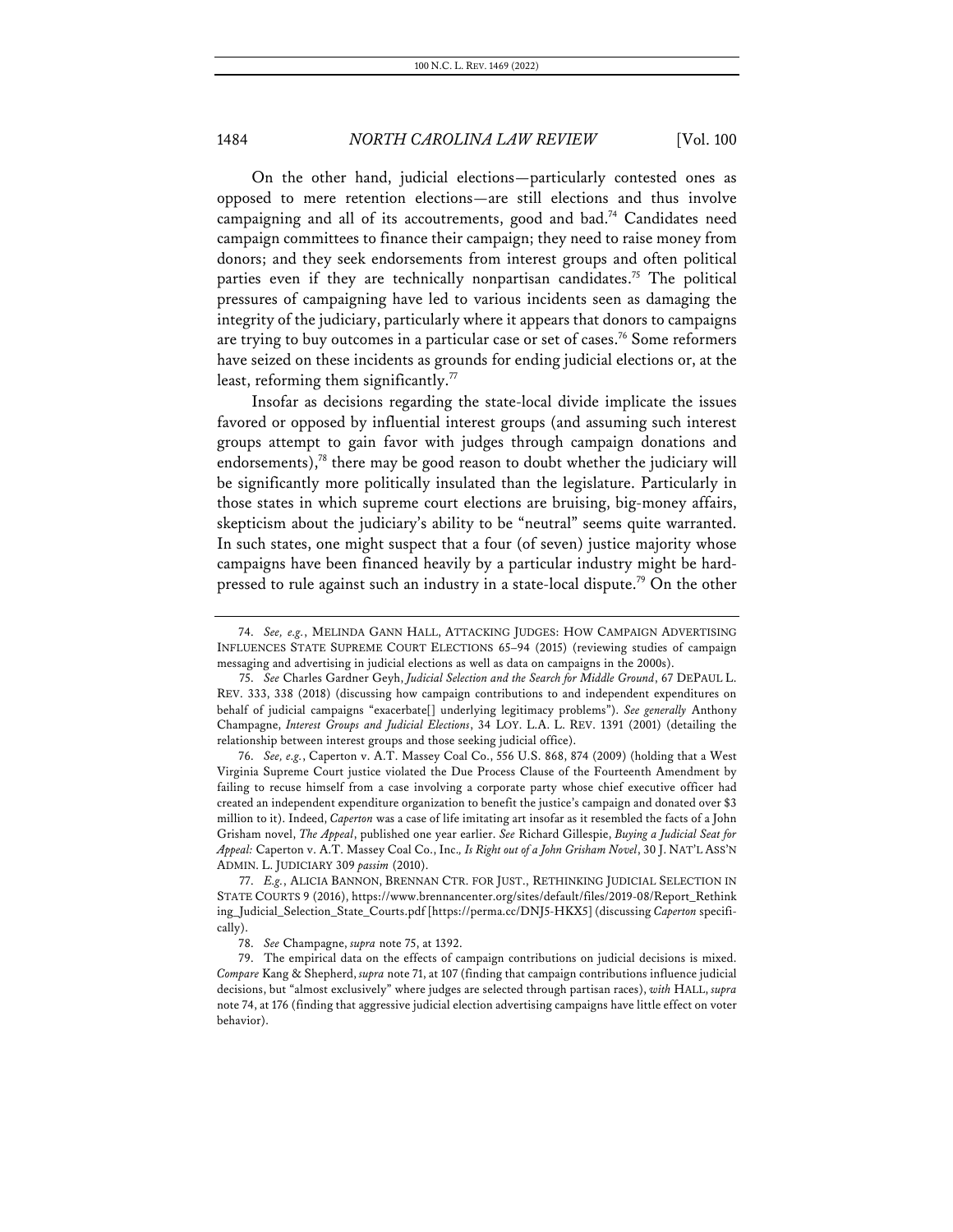On the other hand, judicial elections—particularly contested ones as opposed to mere retention elections—are still elections and thus involve campaigning and all of its accoutrements, good and bad.[74] Candidates need campaign committees to finance their campaign; they need to raise money from donors; and they seek endorsements from interest groups and often political parties even if they are technically nonpartisan candidates.[75] The political pressures of campaigning have led to various incidents seen as damaging the integrity of the judiciary, particularly where it appears that donors to campaigns are trying to buy outcomes in a particular case or set of cases.[76] Some reformers have seized on these incidents as grounds for ending judicial elections or, at the least, reforming them significantly.[77]

Insofar as decisions regarding the state-local divide implicate the issues favored or opposed by influential interest groups (and assuming such interest groups attempt to gain favor with judges through campaign donations and endorsements),[78] there may be good reason to doubt whether the judiciary will be significantly more politically insulated than the legislature. Particularly in those states in which supreme court elections are bruising, big-money affairs, skepticism about the judiciary's ability to be "neutral" seems quite warranted. In such states, one might suspect that a four (of seven) justice majority whose campaigns have been financed heavily by a particular industry might be hard-pressed to rule against such an industry in a state-local dispute.[79] On the other

---

74. *See, e.g.*, MELINDA GANN HALL, ATTACKING JUDGES: HOW CAMPAIGN ADVERTISING INFLUENCES STATE SUPREME COURT ELECTIONS 65–94 (2015) (reviewing studies of campaign messaging and advertising in judicial elections as well as data on campaigns in the 2000s).

75. *See* Charles Gardner Geyh, *Judicial Selection and the Search for Middle Ground*, 67 DEPAUL L. REV. 333, 338 (2018) (discussing how campaign contributions to and independent expenditures on behalf of judicial campaigns "exacerbate[] underlying legitimacy problems"). *See generally* Anthony Champagne, *Interest Groups and Judicial Elections*, 34 LOY. L.A. L. REV. 1391 (2001) (detailing the relationship between interest groups and those seeking judicial office).

76. *See, e.g.*, Caperton v. A.T. Massey Coal Co., 556 U.S. 868, 874 (2009) (holding that a West Virginia Supreme Court justice violated the Due Process Clause of the Fourteenth Amendment by failing to recuse himself from a case involving a corporate party whose chief executive officer had created an independent expenditure organization to benefit the justice's campaign and donated over $3 million to it). Indeed, *Caperton* was a case of life imitating art insofar as it resembled the facts of a John Grisham novel, *The Appeal*, published one year earlier. *See* Richard Gillespie, *Buying a Judicial Seat for Appeal:* Caperton v. A.T. Massey Coal Co., Inc.*, Is Right out of a John Grisham Novel*, 30 J. NAT'L ASS'N ADMIN. L. JUDICIARY 309 *passim* (2010).

77. *E.g.*, ALICIA BANNON, BRENNAN CTR. FOR JUST., RETHINKING JUDICIAL SELECTION IN STATE COURTS 9 (2016), https://www.brennancenter.org/sites/default/files/2019-08/Report_Rethinking_Judicial_Selection_State_Courts.pdf [https://perma.cc/DNJ5-HKX5] (discussing *Caperton* specifically).

78. *See* Champagne, *supra* note 75, at 1392.

79. The empirical data on the effects of campaign contributions on judicial decisions is mixed. *Compare* Kang & Shepherd, *supra* note 71, at 107 (finding that campaign contributions influence judicial decisions, but "almost exclusively" where judges are selected through partisan races), *with* HALL, *supra* note 74, at 176 (finding that aggressive judicial election advertising campaigns have little effect on voter behavior).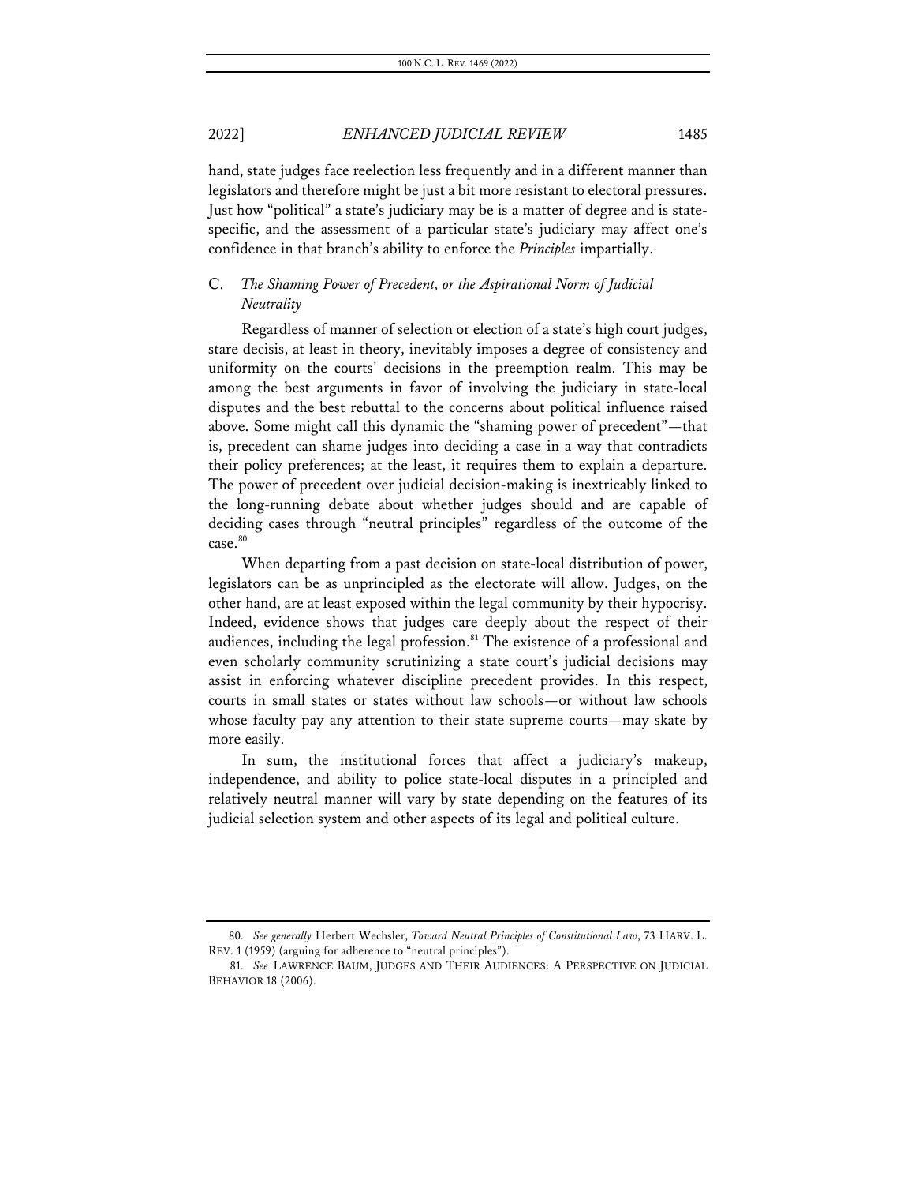hand, state judges face reelection less frequently and in a different manner than legislators and therefore might be just a bit more resistant to electoral pressures. Just how "political" a state's judiciary may be is a matter of degree and is state-specific, and the assessment of a particular state's judiciary may affect one's confidence in that branch's ability to enforce the *Principles* impartially.

### C. *The Shaming Power of Precedent, or the Aspirational Norm of Judicial Neutrality*

Regardless of manner of selection or election of a state's high court judges, stare decisis, at least in theory, inevitably imposes a degree of consistency and uniformity on the courts' decisions in the preemption realm. This may be among the best arguments in favor of involving the judiciary in state-local disputes and the best rebuttal to the concerns about political influence raised above. Some might call this dynamic the "shaming power of precedent"—that is, precedent can shame judges into deciding a case in a way that contradicts their policy preferences; at the least, it requires them to explain a departure. The power of precedent over judicial decision-making is inextricably linked to the long-running debate about whether judges should and are capable of deciding cases through "neutral principles" regardless of the outcome of the case.[80]

When departing from a past decision on state-local distribution of power, legislators can be as unprincipled as the electorate will allow. Judges, on the other hand, are at least exposed within the legal community by their hypocrisy. Indeed, evidence shows that judges care deeply about the respect of their audiences, including the legal profession.[81] The existence of a professional and even scholarly community scrutinizing a state court's judicial decisions may assist in enforcing whatever discipline precedent provides. In this respect, courts in small states or states without law schools—or without law schools whose faculty pay any attention to their state supreme courts—may skate by more easily.

In sum, the institutional forces that affect a judiciary's makeup, independence, and ability to police state-local disputes in a principled and relatively neutral manner will vary by state depending on the features of its judicial selection system and other aspects of its legal and political culture.

---

80. *See generally* Herbert Wechsler, *Toward Neutral Principles of Constitutional Law*, 73 HARV. L. REV. 1 (1959) (arguing for adherence to "neutral principles").

81. *See* LAWRENCE BAUM, JUDGES AND THEIR AUDIENCES: A PERSPECTIVE ON JUDICIAL BEHAVIOR 18 (2006).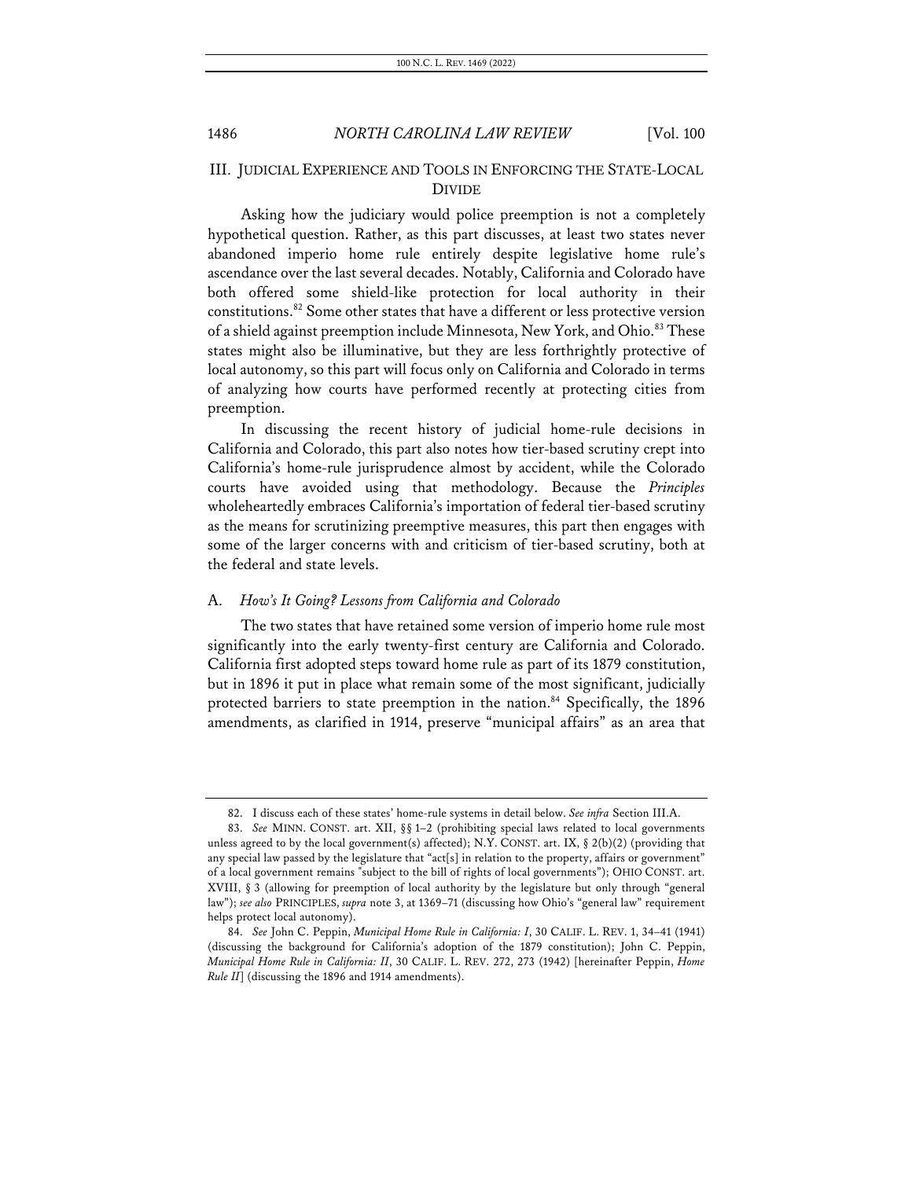## III. JUDICIAL EXPERIENCE AND TOOLS IN ENFORCING THE STATE-LOCAL DIVIDE

Asking how the judiciary would police preemption is not a completely hypothetical question. Rather, as this part discusses, at least two states never abandoned imperio home rule entirely despite legislative home rule's ascendance over the last several decades. Notably, California and Colorado have both offered some shield-like protection for local authority in their constitutions.[82] Some other states that have a different or less protective version of a shield against preemption include Minnesota, New York, and Ohio.[83] These states might also be illuminative, but they are less forthrightly protective of local autonomy, so this part will focus only on California and Colorado in terms of analyzing how courts have performed recently at protecting cities from preemption.

In discussing the recent history of judicial home-rule decisions in California and Colorado, this part also notes how tier-based scrutiny crept into California's home-rule jurisprudence almost by accident, while the Colorado courts have avoided using that methodology. Because the *Principles* wholeheartedly embraces California's importation of federal tier-based scrutiny as the means for scrutinizing preemptive measures, this part then engages with some of the larger concerns with and criticism of tier-based scrutiny, both at the federal and state levels.

### A. *How's It Going? Lessons from California and Colorado*

The two states that have retained some version of imperio home rule most significantly into the early twenty-first century are California and Colorado. California first adopted steps toward home rule as part of its 1879 constitution, but in 1896 it put in place what remain some of the most significant, judicially protected barriers to state preemption in the nation.[84] Specifically, the 1896 amendments, as clarified in 1914, preserve "municipal affairs" as an area that

---

82. I discuss each of these states' home-rule systems in detail below. *See infra* Section III.A.

83. *See* MINN. CONST. art. XII, §§ 1–2 (prohibiting special laws related to local governments unless agreed to by the local government(s) affected); N.Y. CONST. art. IX, § 2(b)(2) (providing that any special law passed by the legislature that "act[s] in relation to the property, affairs or government" of a local government remains "subject to the bill of rights of local governments"); OHIO CONST. art. XVIII, § 3 (allowing for preemption of local authority by the legislature but only through "general law"); *see also* PRINCIPLES, *supra* note 3, at 1369–71 (discussing how Ohio's "general law" requirement helps protect local autonomy).

84. *See* John C. Peppin, *Municipal Home Rule in California: I*, 30 CALIF. L. REV. 1, 34–41 (1941) (discussing the background for California's adoption of the 1879 constitution); John C. Peppin, *Municipal Home Rule in California: II*, 30 CALIF. L. REV. 272, 273 (1942) [hereinafter Peppin, *Home Rule II*] (discussing the 1896 and 1914 amendments).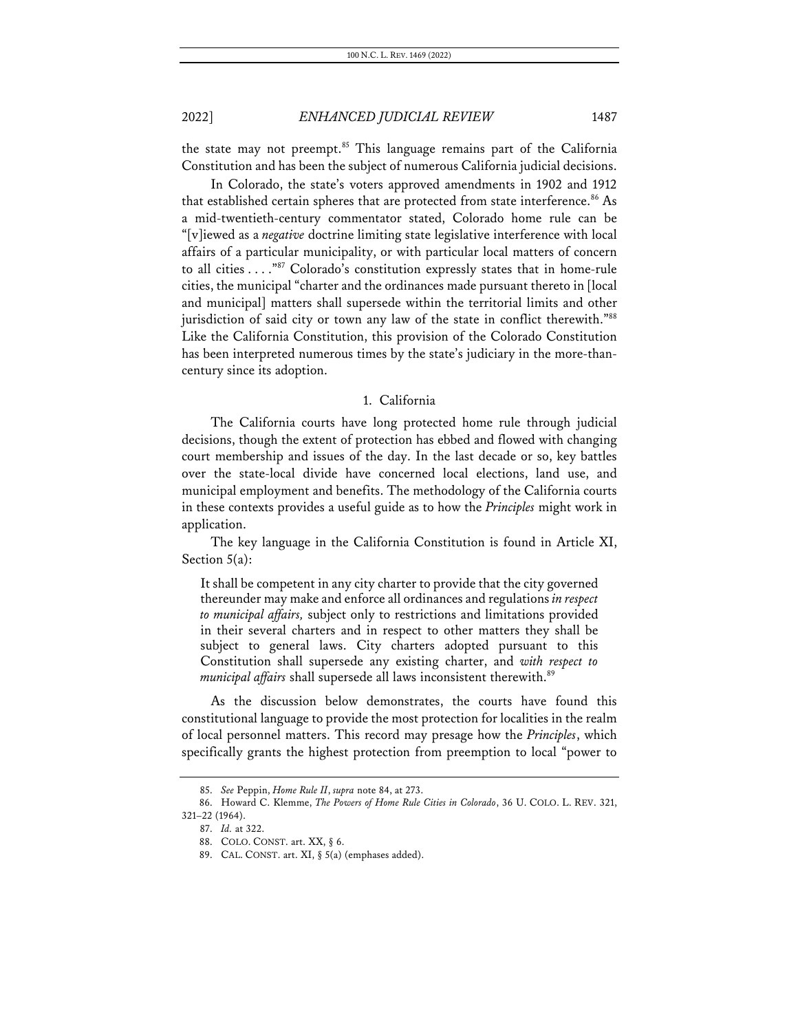the state may not preempt.[85] This language remains part of the California Constitution and has been the subject of numerous California judicial decisions.

In Colorado, the state's voters approved amendments in 1902 and 1912 that established certain spheres that are protected from state interference.[86] As a mid-twentieth-century commentator stated, Colorado home rule can be "[v]iewed as a *negative* doctrine limiting state legislative interference with local affairs of a particular municipality, or with particular local matters of concern to all cities . . . ."[87] Colorado's constitution expressly states that in home-rule cities, the municipal "charter and the ordinances made pursuant thereto in [local and municipal] matters shall supersede within the territorial limits and other jurisdiction of said city or town any law of the state in conflict therewith."[88] Like the California Constitution, this provision of the Colorado Constitution has been interpreted numerous times by the state's judiciary in the more-than-century since its adoption.

### 1. California

The California courts have long protected home rule through judicial decisions, though the extent of protection has ebbed and flowed with changing court membership and issues of the day. In the last decade or so, key battles over the state-local divide have concerned local elections, land use, and municipal employment and benefits. The methodology of the California courts in these contexts provides a useful guide as to how the *Principles* might work in application.

The key language in the California Constitution is found in Article XI, Section 5(a):

> It shall be competent in any city charter to provide that the city governed thereunder may make and enforce all ordinances and regulations *in respect to municipal affairs,* subject only to restrictions and limitations provided in their several charters and in respect to other matters they shall be subject to general laws. City charters adopted pursuant to this Constitution shall supersede any existing charter, and *with respect to municipal affairs* shall supersede all laws inconsistent therewith.[89]

As the discussion below demonstrates, the courts have found this constitutional language to provide the most protection for localities in the realm of local personnel matters. This record may presage how the *Principles*, which specifically grants the highest protection from preemption to local "power to

---

85. *See* Peppin, *Home Rule II*, *supra* note 84, at 273.

86. Howard C. Klemme, *The Powers of Home Rule Cities in Colorado*, 36 U. COLO. L. REV. 321, 321–22 (1964).

87. *Id.* at 322.

88. COLO. CONST. art. XX, § 6.

89. CAL. CONST. art. XI, § 5(a) (emphases added).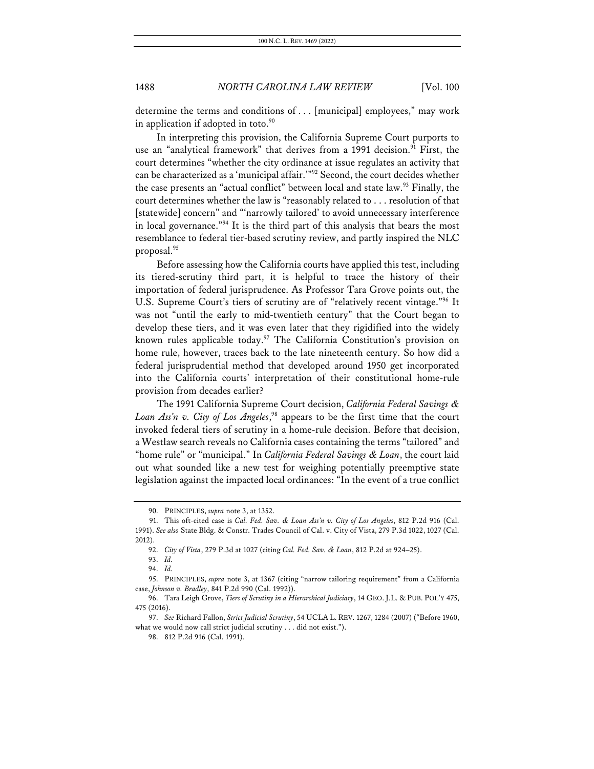determine the terms and conditions of . . . [municipal] employees," may work in application if adopted in toto.[90]

In interpreting this provision, the California Supreme Court purports to use an "analytical framework" that derives from a 1991 decision.[91] First, the court determines "whether the city ordinance at issue regulates an activity that can be characterized as a 'municipal affair.'"[92] Second, the court decides whether the case presents an "actual conflict" between local and state law.[93] Finally, the court determines whether the law is "reasonably related to . . . resolution of that [statewide] concern" and "'narrowly tailored' to avoid unnecessary interference in local governance."[94] It is the third part of this analysis that bears the most resemblance to federal tier-based scrutiny review, and partly inspired the NLC proposal.[95]

Before assessing how the California courts have applied this test, including its tiered-scrutiny third part, it is helpful to trace the history of their importation of federal jurisprudence. As Professor Tara Grove points out, the U.S. Supreme Court's tiers of scrutiny are of "relatively recent vintage."[96] It was not "until the early to mid-twentieth century" that the Court began to develop these tiers, and it was even later that they rigidified into the widely known rules applicable today.[97] The California Constitution's provision on home rule, however, traces back to the late nineteenth century. So how did a federal jurisprudential method that developed around 1950 get incorporated into the California courts' interpretation of their constitutional home-rule provision from decades earlier?

The 1991 California Supreme Court decision, *California Federal Savings & Loan Ass'n v. City of Los Angeles*,[98] appears to be the first time that the court invoked federal tiers of scrutiny in a home-rule decision. Before that decision, a Westlaw search reveals no California cases containing the terms "tailored" and "home rule" or "municipal." In *California Federal Savings & Loan*, the court laid out what sounded like a new test for weighing potentially preemptive state legislation against the impacted local ordinances: "In the event of a true conflict

---

90. PRINCIPLES, *supra* note 3, at 1352.

91. This oft-cited case is *Cal. Fed. Sav. & Loan Ass'n v. City of Los Angeles*, 812 P.2d 916 (Cal. 1991). *See also* State Bldg. & Constr. Trades Council of Cal. v. City of Vista, 279 P.3d 1022, 1027 (Cal. 2012).

92. *City of Vista*, 279 P.3d at 1027 (citing *Cal. Fed. Sav. & Loan*, 812 P.2d at 924–25).

93. *Id.*

94. *Id.*

95. PRINCIPLES, *supra* note 3, at 1367 (citing "narrow tailoring requirement" from a California case, *Johnson v. Bradley*, 841 P.2d 990 (Cal. 1992)).

96. Tara Leigh Grove, *Tiers of Scrutiny in a Hierarchical Judiciary*, 14 GEO. J.L. & PUB. POL'Y 475, 475 (2016).

97. *See* Richard Fallon, *Strict Judicial Scrutiny*, 54 UCLA L. REV. 1267, 1284 (2007) ("Before 1960, what we would now call strict judicial scrutiny . . . did not exist.").

98. 812 P.2d 916 (Cal. 1991).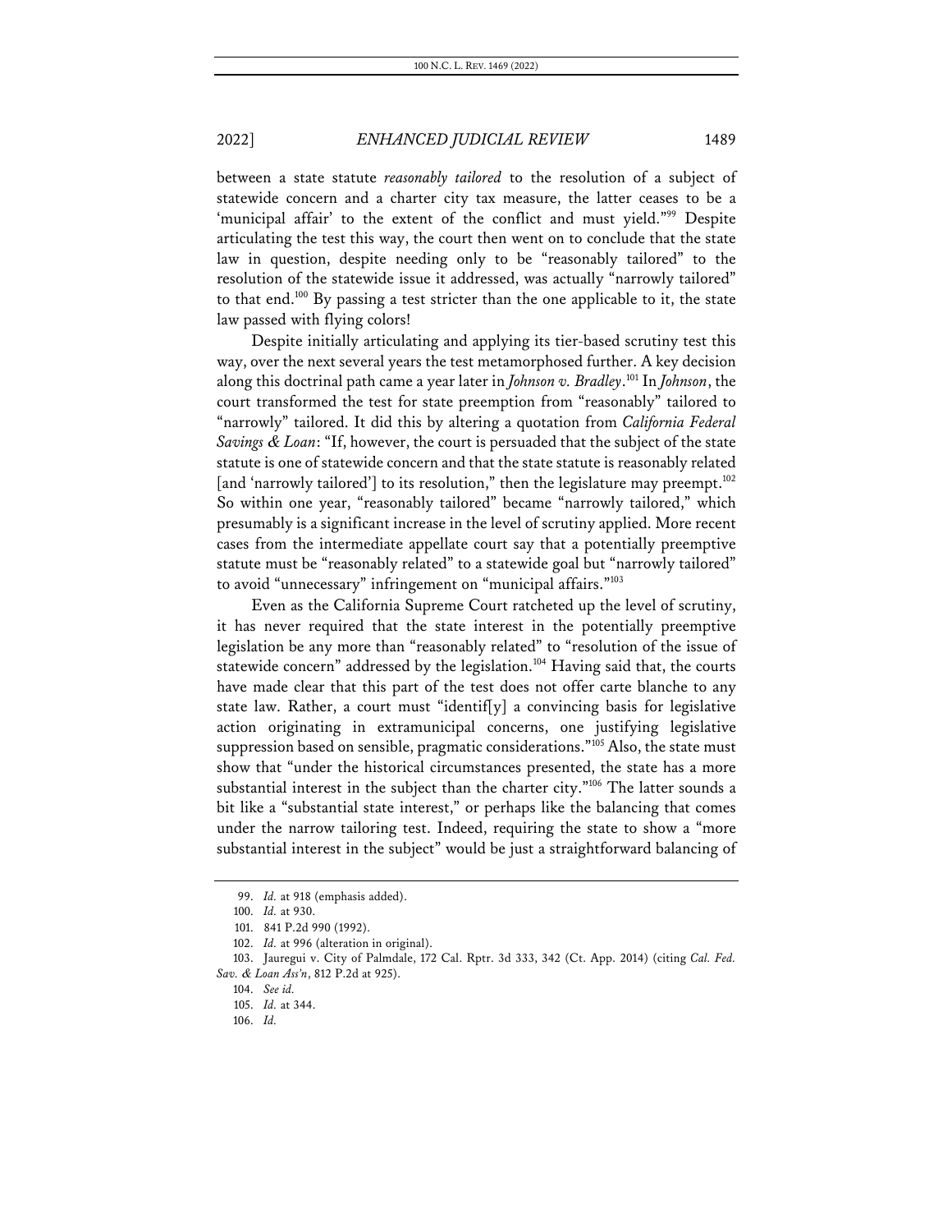between a state statute *reasonably tailored* to the resolution of a subject of statewide concern and a charter city tax measure, the latter ceases to be a 'municipal affair' to the extent of the conflict and must yield."[99] Despite articulating the test this way, the court then went on to conclude that the state law in question, despite needing only to be "reasonably tailored" to the resolution of the statewide issue it addressed, was actually "narrowly tailored" to that end.[100] By passing a test stricter than the one applicable to it, the state law passed with flying colors!

Despite initially articulating and applying its tier-based scrutiny test this way, over the next several years the test metamorphosed further. A key decision along this doctrinal path came a year later in *Johnson v. Bradley*.[101] In *Johnson*, the court transformed the test for state preemption from "reasonably" tailored to "narrowly" tailored. It did this by altering a quotation from *California Federal Savings & Loan*: "If, however, the court is persuaded that the subject of the state statute is one of statewide concern and that the state statute is reasonably related [and 'narrowly tailored'] to its resolution," then the legislature may preempt.[102] So within one year, "reasonably tailored" became "narrowly tailored," which presumably is a significant increase in the level of scrutiny applied. More recent cases from the intermediate appellate court say that a potentially preemptive statute must be "reasonably related" to a statewide goal but "narrowly tailored" to avoid "unnecessary" infringement on "municipal affairs."[103]

Even as the California Supreme Court ratcheted up the level of scrutiny, it has never required that the state interest in the potentially preemptive legislation be any more than "reasonably related" to "resolution of the issue of statewide concern" addressed by the legislation.[104] Having said that, the courts have made clear that this part of the test does not offer carte blanche to any state law. Rather, a court must "identif[y] a convincing basis for legislative action originating in extramunicipal concerns, one justifying legislative suppression based on sensible, pragmatic considerations."[105] Also, the state must show that "under the historical circumstances presented, the state has a more substantial interest in the subject than the charter city."[106] The latter sounds a bit like a "substantial state interest," or perhaps like the balancing that comes under the narrow tailoring test. Indeed, requiring the state to show a "more substantial interest in the subject" would be just a straightforward balancing of

99. *Id.* at 918 (emphasis added).

100. *Id.* at 930.

101. 841 P.2d 990 (1992).

102. *Id.* at 996 (alteration in original).

103. Jauregui v. City of Palmdale, 172 Cal. Rptr. 3d 333, 342 (Ct. App. 2014) (citing *Cal. Fed. Sav. & Loan Ass'n*, 812 P.2d at 925).

104. *See id.*

105. *Id.* at 344.

106. *Id.*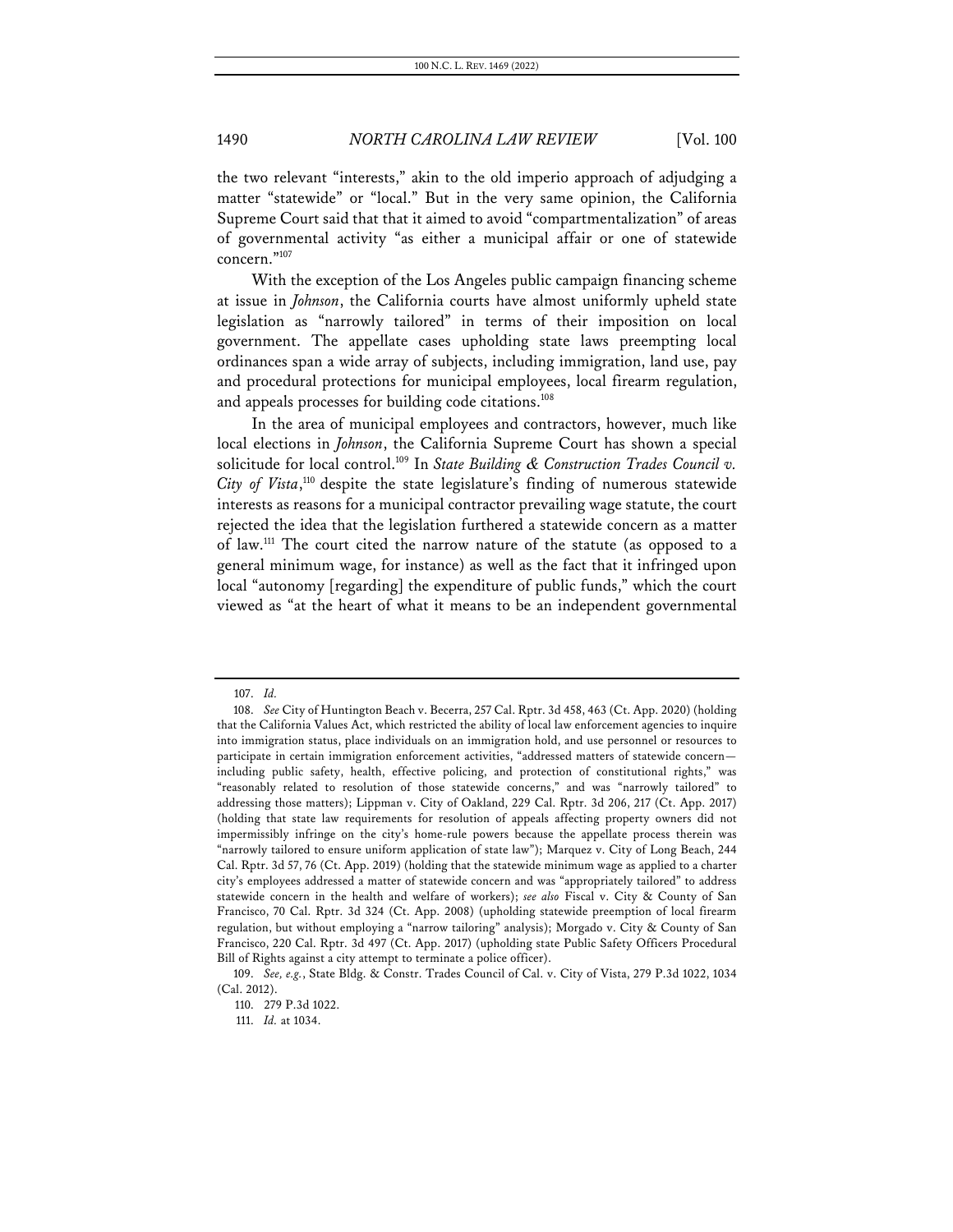the two relevant "interests," akin to the old imperio approach of adjudging a matter "statewide" or "local." But in the very same opinion, the California Supreme Court said that that it aimed to avoid "compartmentalization" of areas of governmental activity "as either a municipal affair or one of statewide concern."[107]

With the exception of the Los Angeles public campaign financing scheme at issue in *Johnson*, the California courts have almost uniformly upheld state legislation as "narrowly tailored" in terms of their imposition on local government. The appellate cases upholding state laws preempting local ordinances span a wide array of subjects, including immigration, land use, pay and procedural protections for municipal employees, local firearm regulation, and appeals processes for building code citations.[108]

In the area of municipal employees and contractors, however, much like local elections in *Johnson*, the California Supreme Court has shown a special solicitude for local control.[109] In *State Building & Construction Trades Council v. City of Vista*,[110] despite the state legislature's finding of numerous statewide interests as reasons for a municipal contractor prevailing wage statute, the court rejected the idea that the legislation furthered a statewide concern as a matter of law.[111] The court cited the narrow nature of the statute (as opposed to a general minimum wage, for instance) as well as the fact that it infringed upon local "autonomy [regarding] the expenditure of public funds," which the court viewed as "at the heart of what it means to be an independent governmental

---

107. *Id.*

108. *See* City of Huntington Beach v. Becerra, 257 Cal. Rptr. 3d 458, 463 (Ct. App. 2020) (holding that the California Values Act, which restricted the ability of local law enforcement agencies to inquire into immigration status, place individuals on an immigration hold, and use personnel or resources to participate in certain immigration enforcement activities, "addressed matters of statewide concern—including public safety, health, effective policing, and protection of constitutional rights," was "reasonably related to resolution of those statewide concerns," and was "narrowly tailored" to addressing those matters); Lippman v. City of Oakland, 229 Cal. Rptr. 3d 206, 217 (Ct. App. 2017) (holding that state law requirements for resolution of appeals affecting property owners did not impermissibly infringe on the city's home-rule powers because the appellate process therein was "narrowly tailored to ensure uniform application of state law"); Marquez v. City of Long Beach, 244 Cal. Rptr. 3d 57, 76 (Ct. App. 2019) (holding that the statewide minimum wage as applied to a charter city's employees addressed a matter of statewide concern and was "appropriately tailored" to address statewide concern in the health and welfare of workers); *see also* Fiscal v. City & County of San Francisco, 70 Cal. Rptr. 3d 324 (Ct. App. 2008) (upholding statewide preemption of local firearm regulation, but without employing a "narrow tailoring" analysis); Morgado v. City & County of San Francisco, 220 Cal. Rptr. 3d 497 (Ct. App. 2017) (upholding state Public Safety Officers Procedural Bill of Rights against a city attempt to terminate a police officer).

109. *See, e.g.*, State Bldg. & Constr. Trades Council of Cal. v. City of Vista, 279 P.3d 1022, 1034 (Cal. 2012).

110. 279 P.3d 1022.

111. *Id.* at 1034.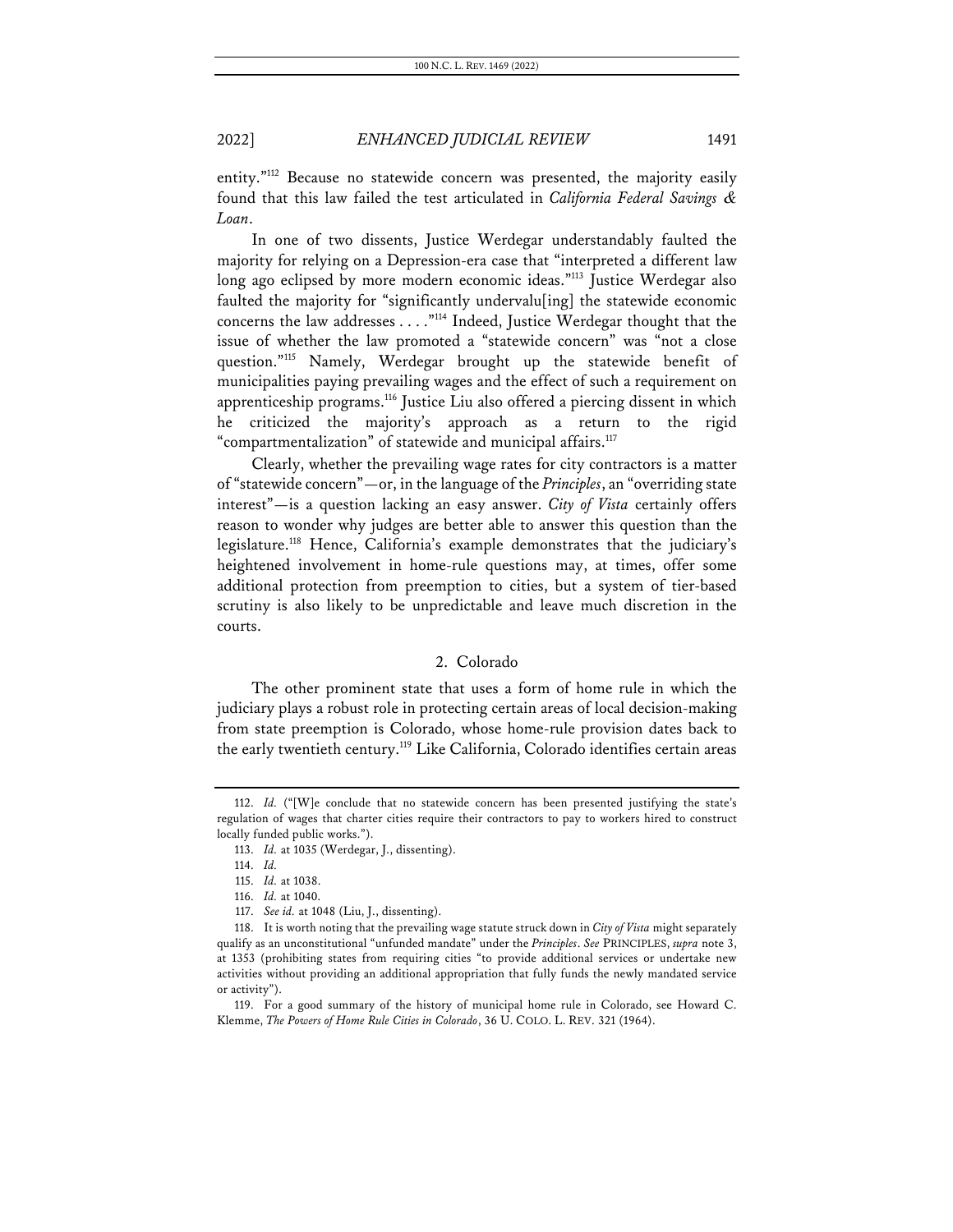entity."[112] Because no statewide concern was presented, the majority easily found that this law failed the test articulated in *California Federal Savings & Loan*.

In one of two dissents, Justice Werdegar understandably faulted the majority for relying on a Depression-era case that "interpreted a different law long ago eclipsed by more modern economic ideas."[113] Justice Werdegar also faulted the majority for "significantly undervalu[ing] the statewide economic concerns the law addresses . . . ."[114] Indeed, Justice Werdegar thought that the issue of whether the law promoted a "statewide concern" was "not a close question."[115] Namely, Werdegar brought up the statewide benefit of municipalities paying prevailing wages and the effect of such a requirement on apprenticeship programs.[116] Justice Liu also offered a piercing dissent in which he criticized the majority's approach as a return to the rigid "compartmentalization" of statewide and municipal affairs.[117]

Clearly, whether the prevailing wage rates for city contractors is a matter of "statewide concern"—or, in the language of the *Principles*, an "overriding state interest"—is a question lacking an easy answer. *City of Vista* certainly offers reason to wonder why judges are better able to answer this question than the legislature.[118] Hence, California's example demonstrates that the judiciary's heightened involvement in home-rule questions may, at times, offer some additional protection from preemption to cities, but a system of tier-based scrutiny is also likely to be unpredictable and leave much discretion in the courts.

### 2. Colorado

The other prominent state that uses a form of home rule in which the judiciary plays a robust role in protecting certain areas of local decision-making from state preemption is Colorado, whose home-rule provision dates back to the early twentieth century.[119] Like California, Colorado identifies certain areas

---

112. *Id.* ("[W]e conclude that no statewide concern has been presented justifying the state's regulation of wages that charter cities require their contractors to pay to workers hired to construct locally funded public works.").

113. *Id.* at 1035 (Werdegar, J., dissenting).

114. *Id.*

115. *Id.* at 1038.

116. *Id.* at 1040.

117. *See id.* at 1048 (Liu, J., dissenting).

118. It is worth noting that the prevailing wage statute struck down in *City of Vista* might separately qualify as an unconstitutional "unfunded mandate" under the *Principles*. *See* PRINCIPLES, *supra* note 3, at 1353 (prohibiting states from requiring cities "to provide additional services or undertake new activities without providing an additional appropriation that fully funds the newly mandated service or activity").

119. For a good summary of the history of municipal home rule in Colorado, see Howard C. Klemme, *The Powers of Home Rule Cities in Colorado*, 36 U. COLO. L. REV. 321 (1964).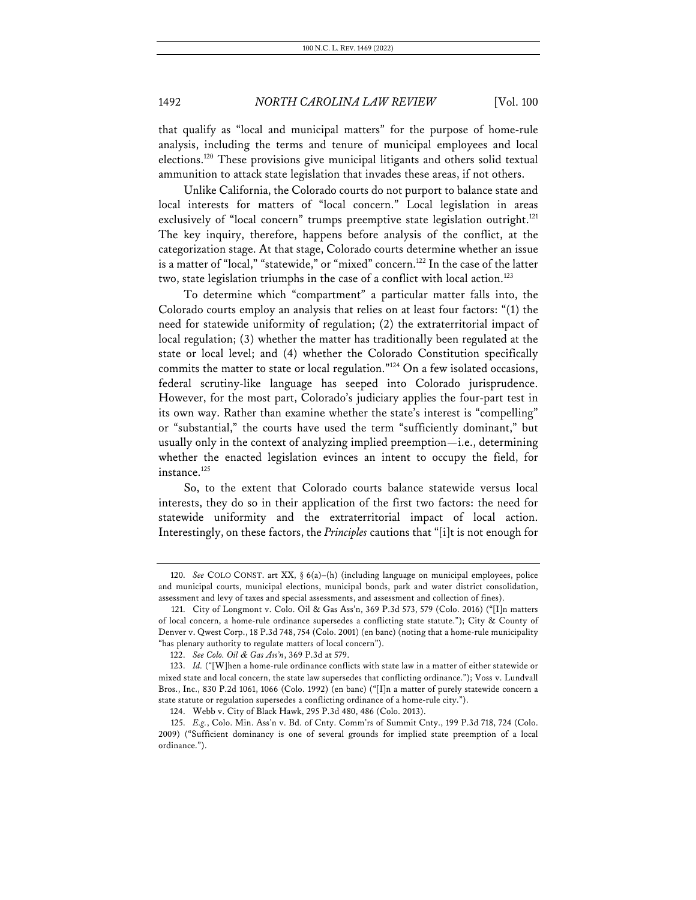that qualify as "local and municipal matters" for the purpose of home-rule analysis, including the terms and tenure of municipal employees and local elections.[120] These provisions give municipal litigants and others solid textual ammunition to attack state legislation that invades these areas, if not others.

Unlike California, the Colorado courts do not purport to balance state and local interests for matters of "local concern." Local legislation in areas exclusively of "local concern" trumps preemptive state legislation outright.[121] The key inquiry, therefore, happens before analysis of the conflict, at the categorization stage. At that stage, Colorado courts determine whether an issue is a matter of "local," "statewide," or "mixed" concern.[122] In the case of the latter two, state legislation triumphs in the case of a conflict with local action.[123]

To determine which "compartment" a particular matter falls into, the Colorado courts employ an analysis that relies on at least four factors: "(1) the need for statewide uniformity of regulation; (2) the extraterritorial impact of local regulation; (3) whether the matter has traditionally been regulated at the state or local level; and (4) whether the Colorado Constitution specifically commits the matter to state or local regulation."[124] On a few isolated occasions, federal scrutiny-like language has seeped into Colorado jurisprudence. However, for the most part, Colorado's judiciary applies the four-part test in its own way. Rather than examine whether the state's interest is "compelling" or "substantial," the courts have used the term "sufficiently dominant," but usually only in the context of analyzing implied preemption—i.e., determining whether the enacted legislation evinces an intent to occupy the field, for instance.[125]

So, to the extent that Colorado courts balance statewide versus local interests, they do so in their application of the first two factors: the need for statewide uniformity and the extraterritorial impact of local action. Interestingly, on these factors, the *Principles* cautions that "[i]t is not enough for

---

120. *See* COLO CONST. art XX, § 6(a)–(h) (including language on municipal employees, police and municipal courts, municipal elections, municipal bonds, park and water district consolidation, assessment and levy of taxes and special assessments, and assessment and collection of fines).

121. City of Longmont v. Colo. Oil & Gas Ass'n, 369 P.3d 573, 579 (Colo. 2016) ("[I]n matters of local concern, a home-rule ordinance supersedes a conflicting state statute."); City & County of Denver v. Qwest Corp., 18 P.3d 748, 754 (Colo. 2001) (en banc) (noting that a home-rule municipality "has plenary authority to regulate matters of local concern").

122. *See Colo. Oil & Gas Ass'n*, 369 P.3d at 579.

123. *Id.* ("[W]hen a home-rule ordinance conflicts with state law in a matter of either statewide or mixed state and local concern, the state law supersedes that conflicting ordinance."); Voss v. Lundvall Bros., Inc., 830 P.2d 1061, 1066 (Colo. 1992) (en banc) ("[I]n a matter of purely statewide concern a state statute or regulation supersedes a conflicting ordinance of a home-rule city.").

124. Webb v. City of Black Hawk, 295 P.3d 480, 486 (Colo. 2013).

125. *E.g.*, Colo. Min. Ass'n v. Bd. of Cnty. Comm'rs of Summit Cnty., 199 P.3d 718, 724 (Colo. 2009) ("Sufficient dominancy is one of several grounds for implied state preemption of a local ordinance.").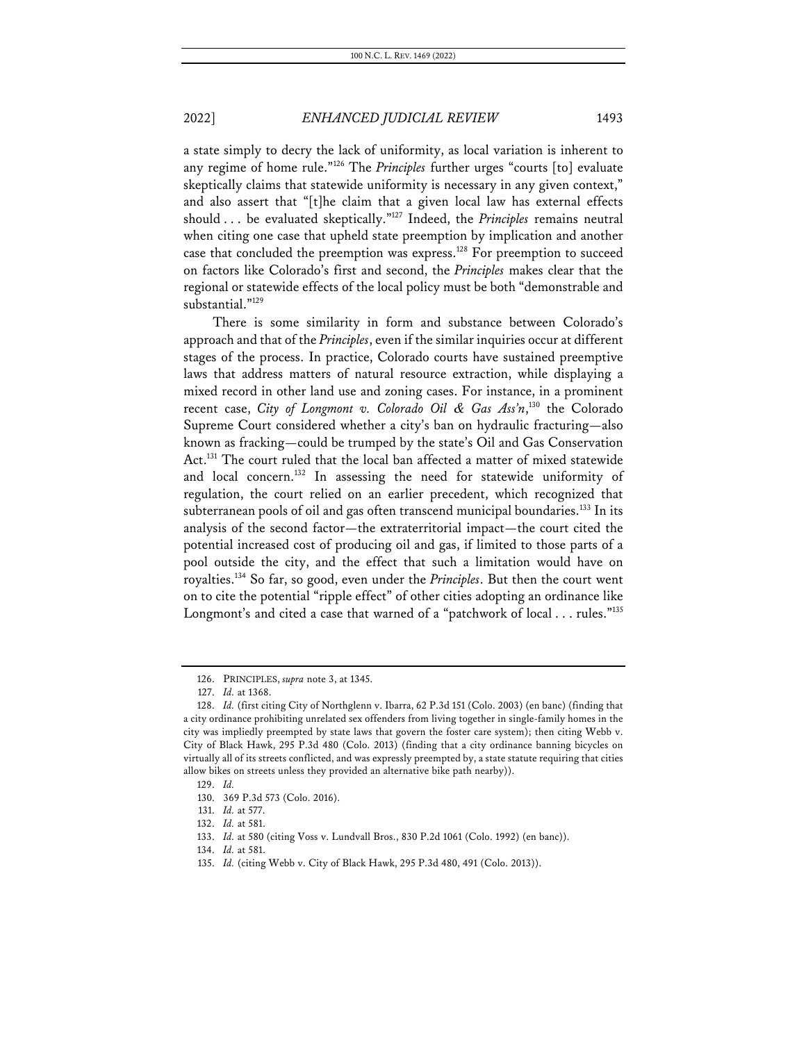a state simply to decry the lack of uniformity, as local variation is inherent to any regime of home rule."[126] The *Principles* further urges "courts [to] evaluate skeptically claims that statewide uniformity is necessary in any given context," and also assert that "[t]he claim that a given local law has external effects should . . . be evaluated skeptically."[127] Indeed, the *Principles* remains neutral when citing one case that upheld state preemption by implication and another case that concluded the preemption was express.[128] For preemption to succeed on factors like Colorado's first and second, the *Principles* makes clear that the regional or statewide effects of the local policy must be both "demonstrable and substantial."[129]

There is some similarity in form and substance between Colorado's approach and that of the *Principles*, even if the similar inquiries occur at different stages of the process. In practice, Colorado courts have sustained preemptive laws that address matters of natural resource extraction, while displaying a mixed record in other land use and zoning cases. For instance, in a prominent recent case, *City of Longmont v. Colorado Oil & Gas Ass'n*,[130] the Colorado Supreme Court considered whether a city's ban on hydraulic fracturing—also known as fracking—could be trumped by the state's Oil and Gas Conservation Act.[131] The court ruled that the local ban affected a matter of mixed statewide and local concern.[132] In assessing the need for statewide uniformity of regulation, the court relied on an earlier precedent, which recognized that subterranean pools of oil and gas often transcend municipal boundaries.[133] In its analysis of the second factor—the extraterritorial impact—the court cited the potential increased cost of producing oil and gas, if limited to those parts of a pool outside the city, and the effect that such a limitation would have on royalties.[134] So far, so good, even under the *Principles*. But then the court went on to cite the potential "ripple effect" of other cities adopting an ordinance like Longmont's and cited a case that warned of a "patchwork of local . . . rules."[135]

---

126. PRINCIPLES, *supra* note 3, at 1345.

127. *Id.* at 1368.

128. *Id.* (first citing City of Northglenn v. Ibarra, 62 P.3d 151 (Colo. 2003) (en banc) (finding that a city ordinance prohibiting unrelated sex offenders from living together in single-family homes in the city was impliedly preempted by state laws that govern the foster care system); then citing Webb v. City of Black Hawk, 295 P.3d 480 (Colo. 2013) (finding that a city ordinance banning bicycles on virtually all of its streets conflicted, and was expressly preempted by, a state statute requiring that cities allow bikes on streets unless they provided an alternative bike path nearby)).

129. *Id.*

130. 369 P.3d 573 (Colo. 2016).

131. *Id.* at 577.

132. *Id.* at 581.

133. *Id.* at 580 (citing Voss v. Lundvall Bros., 830 P.2d 1061 (Colo. 1992) (en banc)).

134. *Id.* at 581.

135. *Id.* (citing Webb v. City of Black Hawk, 295 P.3d 480, 491 (Colo. 2013)).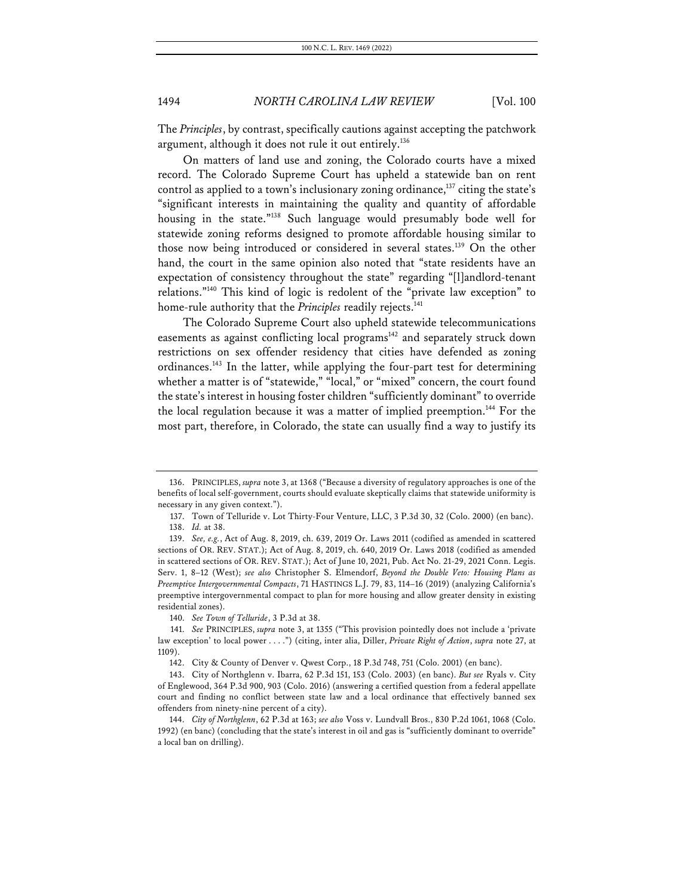The *Principles*, by contrast, specifically cautions against accepting the patchwork argument, although it does not rule it out entirely.[136]

On matters of land use and zoning, the Colorado courts have a mixed record. The Colorado Supreme Court has upheld a statewide ban on rent control as applied to a town's inclusionary zoning ordinance,[137] citing the state's "significant interests in maintaining the quality and quantity of affordable housing in the state."[138] Such language would presumably bode well for statewide zoning reforms designed to promote affordable housing similar to those now being introduced or considered in several states.[139] On the other hand, the court in the same opinion also noted that "state residents have an expectation of consistency throughout the state" regarding "[l]andlord-tenant relations."[140] This kind of logic is redolent of the "private law exception" to home-rule authority that the *Principles* readily rejects.[141]

The Colorado Supreme Court also upheld statewide telecommunications easements as against conflicting local programs[142] and separately struck down restrictions on sex offender residency that cities have defended as zoning ordinances.[143] In the latter, while applying the four-part test for determining whether a matter is of "statewide," "local," or "mixed" concern, the court found the state's interest in housing foster children "sufficiently dominant" to override the local regulation because it was a matter of implied preemption.[144] For the most part, therefore, in Colorado, the state can usually find a way to justify its

---

136. PRINCIPLES, *supra* note 3, at 1368 ("Because a diversity of regulatory approaches is one of the benefits of local self-government, courts should evaluate skeptically claims that statewide uniformity is necessary in any given context.").

137. Town of Telluride v. Lot Thirty-Four Venture, LLC, 3 P.3d 30, 32 (Colo. 2000) (en banc).

138. *Id.* at 38.

139. *See, e.g.*, Act of Aug. 8, 2019, ch. 639, 2019 Or. Laws 2011 (codified as amended in scattered sections of OR. REV. STAT.); Act of Aug. 8, 2019, ch. 640, 2019 Or. Laws 2018 (codified as amended in scattered sections of OR. REV. STAT.); Act of June 10, 2021, Pub. Act No. 21-29, 2021 Conn. Legis. Serv. 1, 8–12 (West); *see also* Christopher S. Elmendorf, *Beyond the Double Veto: Housing Plans as Preemptive Intergovernmental Compacts*, 71 HASTINGS L.J. 79, 83, 114–16 (2019) (analyzing California's preemptive intergovernmental compact to plan for more housing and allow greater density in existing residential zones).

140. *See Town of Telluride*, 3 P.3d at 38.

141. *See* PRINCIPLES, *supra* note 3, at 1355 ("This provision pointedly does not include a 'private law exception' to local power . . . .") (citing, inter alia, Diller, *Private Right of Action*, *supra* note 27, at 1109).

142. City & County of Denver v. Qwest Corp., 18 P.3d 748, 751 (Colo. 2001) (en banc).

143. City of Northglenn v. Ibarra, 62 P.3d 151, 153 (Colo. 2003) (en banc). *But see* Ryals v. City of Englewood, 364 P.3d 900, 903 (Colo. 2016) (answering a certified question from a federal appellate court and finding no conflict between state law and a local ordinance that effectively banned sex offenders from ninety-nine percent of a city).

144. *City of Northglenn*, 62 P.3d at 163; *see also* Voss v. Lundvall Bros., 830 P.2d 1061, 1068 (Colo. 1992) (en banc) (concluding that the state's interest in oil and gas is "sufficiently dominant to override" a local ban on drilling).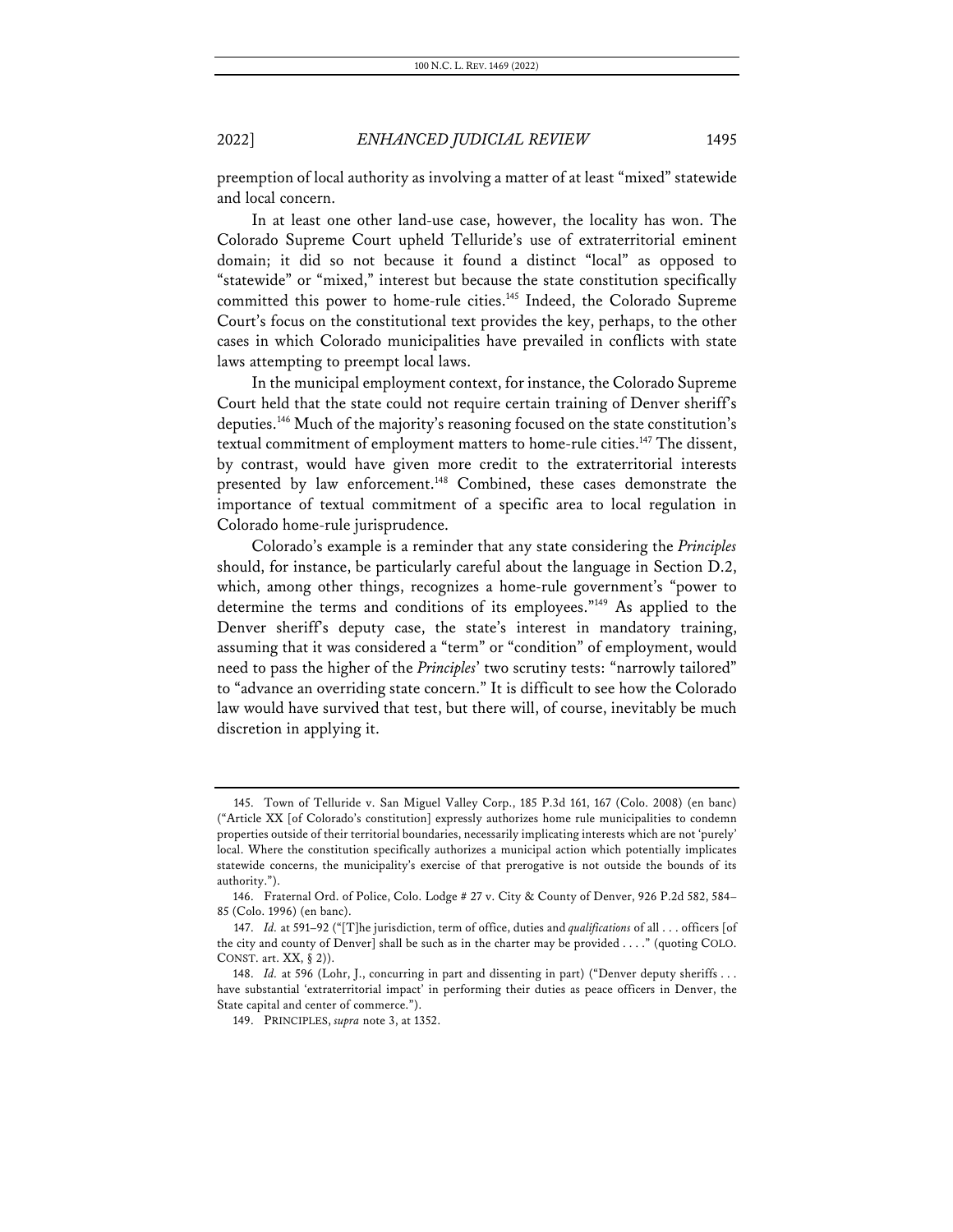preemption of local authority as involving a matter of at least "mixed" statewide and local concern.

In at least one other land-use case, however, the locality has won. The Colorado Supreme Court upheld Telluride's use of extraterritorial eminent domain; it did so not because it found a distinct "local" as opposed to "statewide" or "mixed," interest but because the state constitution specifically committed this power to home-rule cities.[145] Indeed, the Colorado Supreme Court's focus on the constitutional text provides the key, perhaps, to the other cases in which Colorado municipalities have prevailed in conflicts with state laws attempting to preempt local laws.

In the municipal employment context, for instance, the Colorado Supreme Court held that the state could not require certain training of Denver sheriff's deputies.[146] Much of the majority's reasoning focused on the state constitution's textual commitment of employment matters to home-rule cities.[147] The dissent, by contrast, would have given more credit to the extraterritorial interests presented by law enforcement.[148] Combined, these cases demonstrate the importance of textual commitment of a specific area to local regulation in Colorado home-rule jurisprudence.

Colorado's example is a reminder that any state considering the *Principles* should, for instance, be particularly careful about the language in Section D.2, which, among other things, recognizes a home-rule government's "power to determine the terms and conditions of its employees."[149] As applied to the Denver sheriff's deputy case, the state's interest in mandatory training, assuming that it was considered a "term" or "condition" of employment, would need to pass the higher of the *Principles*' two scrutiny tests: "narrowly tailored" to "advance an overriding state concern." It is difficult to see how the Colorado law would have survived that test, but there will, of course, inevitably be much discretion in applying it.

---

145. Town of Telluride v. San Miguel Valley Corp., 185 P.3d 161, 167 (Colo. 2008) (en banc) ("Article XX [of Colorado's constitution] expressly authorizes home rule municipalities to condemn properties outside of their territorial boundaries, necessarily implicating interests which are not 'purely' local. Where the constitution specifically authorizes a municipal action which potentially implicates statewide concerns, the municipality's exercise of that prerogative is not outside the bounds of its authority.").

146. Fraternal Ord. of Police, Colo. Lodge # 27 v. City & County of Denver, 926 P.2d 582, 584–85 (Colo. 1996) (en banc).

147. *Id.* at 591–92 ("[T]he jurisdiction, term of office, duties and *qualifications* of all . . . officers [of the city and county of Denver] shall be such as in the charter may be provided . . . ." (quoting COLO. CONST. art. XX, § 2)).

148. *Id.* at 596 (Lohr, J., concurring in part and dissenting in part) ("Denver deputy sheriffs . . . have substantial 'extraterritorial impact' in performing their duties as peace officers in Denver, the State capital and center of commerce.").

149. PRINCIPLES, *supra* note 3, at 1352.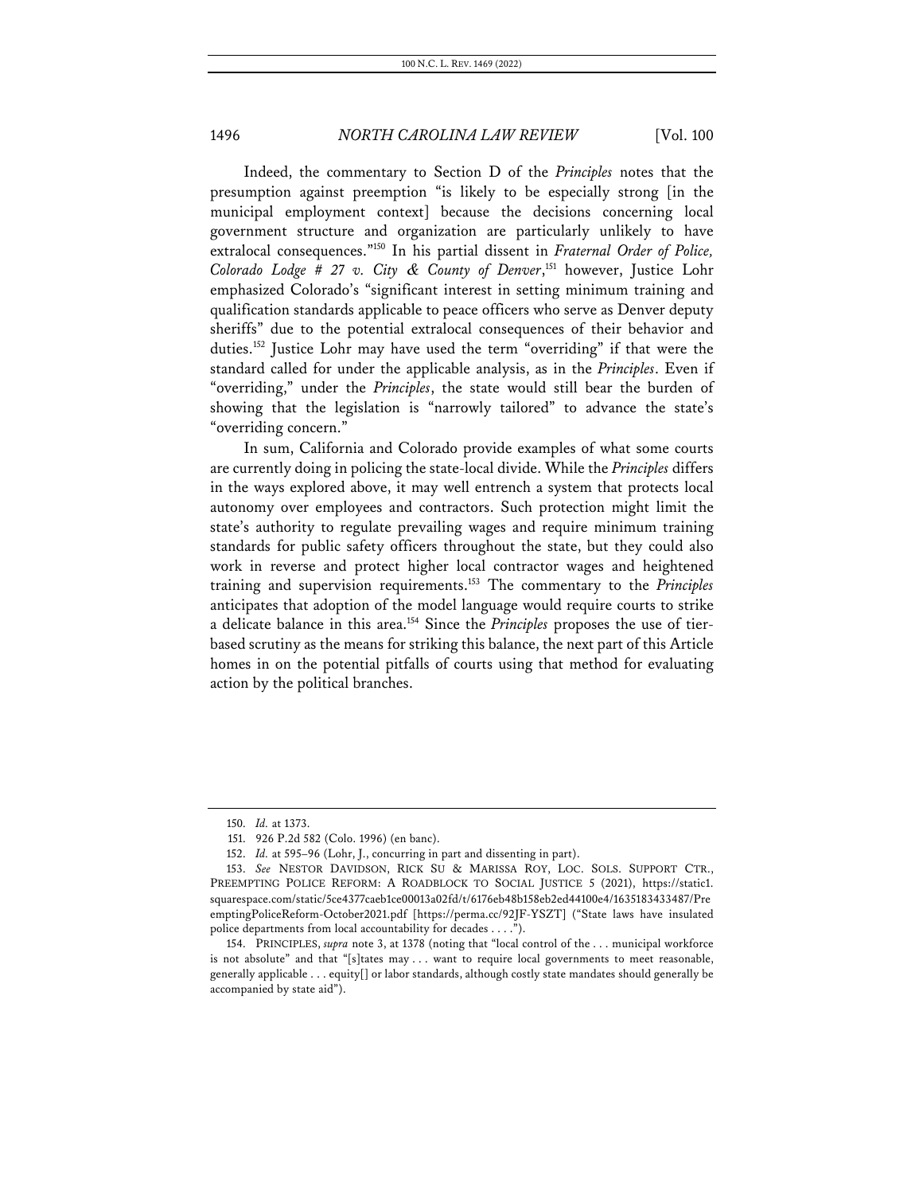Indeed, the commentary to Section D of the *Principles* notes that the presumption against preemption "is likely to be especially strong [in the municipal employment context] because the decisions concerning local government structure and organization are particularly unlikely to have extralocal consequences."[150] In his partial dissent in *Fraternal Order of Police, Colorado Lodge # 27 v. City & County of Denver*,[151] however, Justice Lohr emphasized Colorado's "significant interest in setting minimum training and qualification standards applicable to peace officers who serve as Denver deputy sheriffs" due to the potential extralocal consequences of their behavior and duties.[152] Justice Lohr may have used the term "overriding" if that were the standard called for under the applicable analysis, as in the *Principles*. Even if "overriding," under the *Principles*, the state would still bear the burden of showing that the legislation is "narrowly tailored" to advance the state's "overriding concern."

In sum, California and Colorado provide examples of what some courts are currently doing in policing the state-local divide. While the *Principles* differs in the ways explored above, it may well entrench a system that protects local autonomy over employees and contractors. Such protection might limit the state's authority to regulate prevailing wages and require minimum training standards for public safety officers throughout the state, but they could also work in reverse and protect higher local contractor wages and heightened training and supervision requirements.[153] The commentary to the *Principles* anticipates that adoption of the model language would require courts to strike a delicate balance in this area.[154] Since the *Principles* proposes the use of tier-based scrutiny as the means for striking this balance, the next part of this Article homes in on the potential pitfalls of courts using that method for evaluating action by the political branches.

---

150. *Id.* at 1373.

151. 926 P.2d 582 (Colo. 1996) (en banc).

152. *Id.* at 595–96 (Lohr, J., concurring in part and dissenting in part).

153. *See* NESTOR DAVIDSON, RICK SU & MARISSA ROY, LOC. SOLS. SUPPORT CTR., PREEMPTING POLICE REFORM: A ROADBLOCK TO SOCIAL JUSTICE 5 (2021), https://static1.squarespace.com/static/5ce4377caeb1ce00013a02fd/t/6176eb48b158eb2ed44100e4/1635183433487/PreemptingPoliceReform-October2021.pdf [https://perma.cc/92JF-YSZT] ("State laws have insulated police departments from local accountability for decades . . . .").

154. PRINCIPLES, *supra* note 3, at 1378 (noting that "local control of the . . . municipal workforce is not absolute" and that "[s]tates may . . . want to require local governments to meet reasonable, generally applicable . . . equity[] or labor standards, although costly state mandates should generally be accompanied by state aid").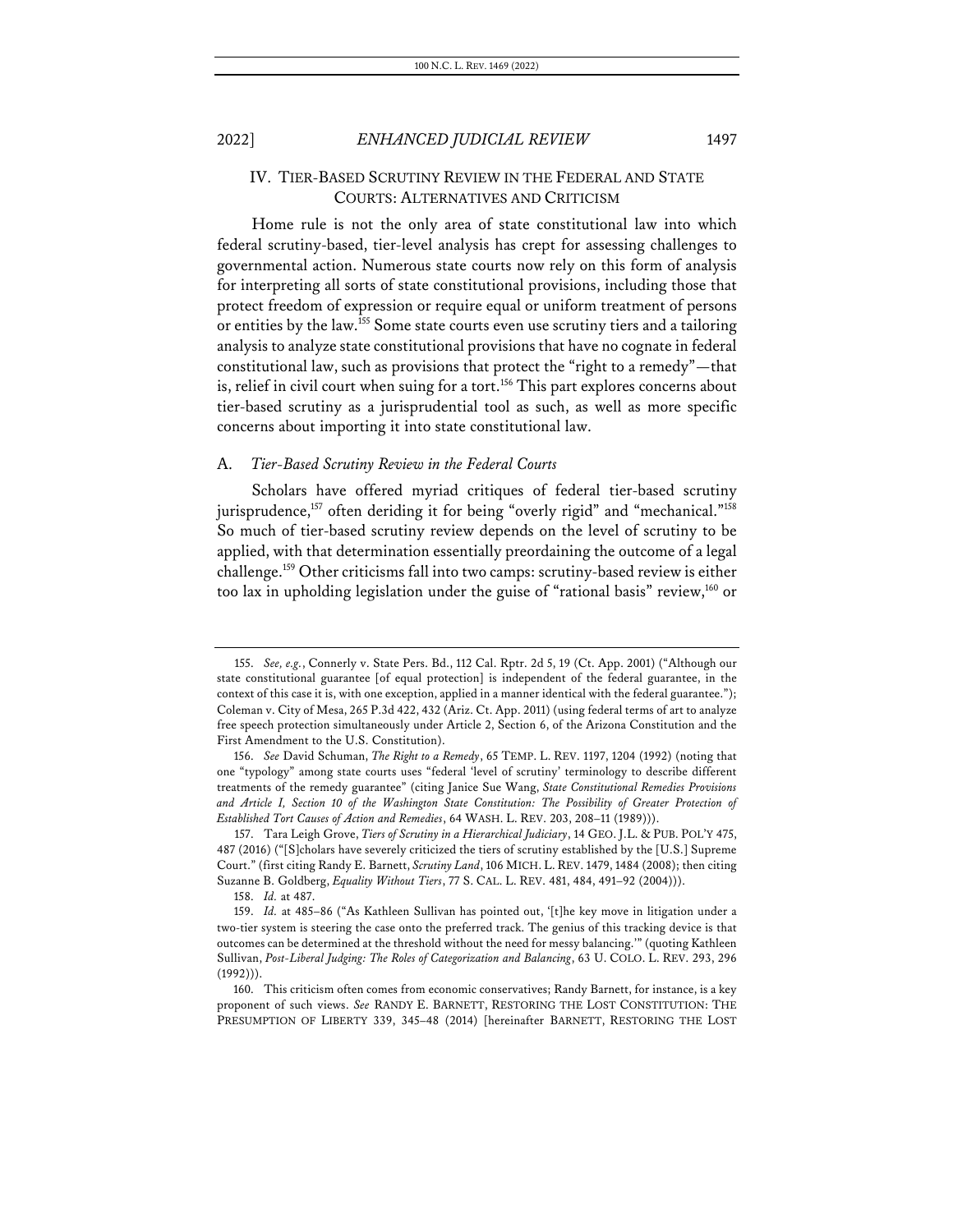## IV. TIER-BASED SCRUTINY REVIEW IN THE FEDERAL AND STATE COURTS: ALTERNATIVES AND CRITICISM

Home rule is not the only area of state constitutional law into which federal scrutiny-based, tier-level analysis has crept for assessing challenges to governmental action. Numerous state courts now rely on this form of analysis for interpreting all sorts of state constitutional provisions, including those that protect freedom of expression or require equal or uniform treatment of persons or entities by the law.[155] Some state courts even use scrutiny tiers and a tailoring analysis to analyze state constitutional provisions that have no cognate in federal constitutional law, such as provisions that protect the "right to a remedy"—that is, relief in civil court when suing for a tort.[156] This part explores concerns about tier-based scrutiny as a jurisprudential tool as such, as well as more specific concerns about importing it into state constitutional law.

### A. *Tier-Based Scrutiny Review in the Federal Courts*

Scholars have offered myriad critiques of federal tier-based scrutiny jurisprudence,[157] often deriding it for being "overly rigid" and "mechanical."[158] So much of tier-based scrutiny review depends on the level of scrutiny to be applied, with that determination essentially preordaining the outcome of a legal challenge.[159] Other criticisms fall into two camps: scrutiny-based review is either too lax in upholding legislation under the guise of "rational basis" review,[160] or

---

155. *See, e.g.*, Connerly v. State Pers. Bd., 112 Cal. Rptr. 2d 5, 19 (Ct. App. 2001) ("Although our state constitutional guarantee [of equal protection] is independent of the federal guarantee, in the context of this case it is, with one exception, applied in a manner identical with the federal guarantee."); Coleman v. City of Mesa, 265 P.3d 422, 432 (Ariz. Ct. App. 2011) (using federal terms of art to analyze free speech protection simultaneously under Article 2, Section 6, of the Arizona Constitution and the First Amendment to the U.S. Constitution).

156. *See* David Schuman, *The Right to a Remedy*, 65 TEMP. L. REV. 1197, 1204 (1992) (noting that one "typology" among state courts uses "federal 'level of scrutiny' terminology to describe different treatments of the remedy guarantee" (citing Janice Sue Wang, *State Constitutional Remedies Provisions and Article I, Section 10 of the Washington State Constitution: The Possibility of Greater Protection of Established Tort Causes of Action and Remedies*, 64 WASH. L. REV. 203, 208–11 (1989))).

157. Tara Leigh Grove, *Tiers of Scrutiny in a Hierarchical Judiciary*, 14 GEO. J.L. & PUB. POL'Y 475, 487 (2016) ("[S]cholars have severely criticized the tiers of scrutiny established by the [U.S.] Supreme Court." (first citing Randy E. Barnett, *Scrutiny Land*, 106 MICH. L. REV. 1479, 1484 (2008); then citing Suzanne B. Goldberg, *Equality Without Tiers*, 77 S. CAL. L. REV. 481, 484, 491–92 (2004))).

158. *Id.* at 487.

159. *Id.* at 485–86 ("As Kathleen Sullivan has pointed out, '[t]he key move in litigation under a two-tier system is steering the case onto the preferred track. The genius of this tracking device is that outcomes can be determined at the threshold without the need for messy balancing.'" (quoting Kathleen Sullivan, *Post-Liberal Judging: The Roles of Categorization and Balancing*, 63 U. COLO. L. REV. 293, 296 (1992))).

160. This criticism often comes from economic conservatives; Randy Barnett, for instance, is a key proponent of such views. *See* RANDY E. BARNETT, RESTORING THE LOST CONSTITUTION: THE PRESUMPTION OF LIBERTY 339, 345–48 (2014) [hereinafter BARNETT, RESTORING THE LOST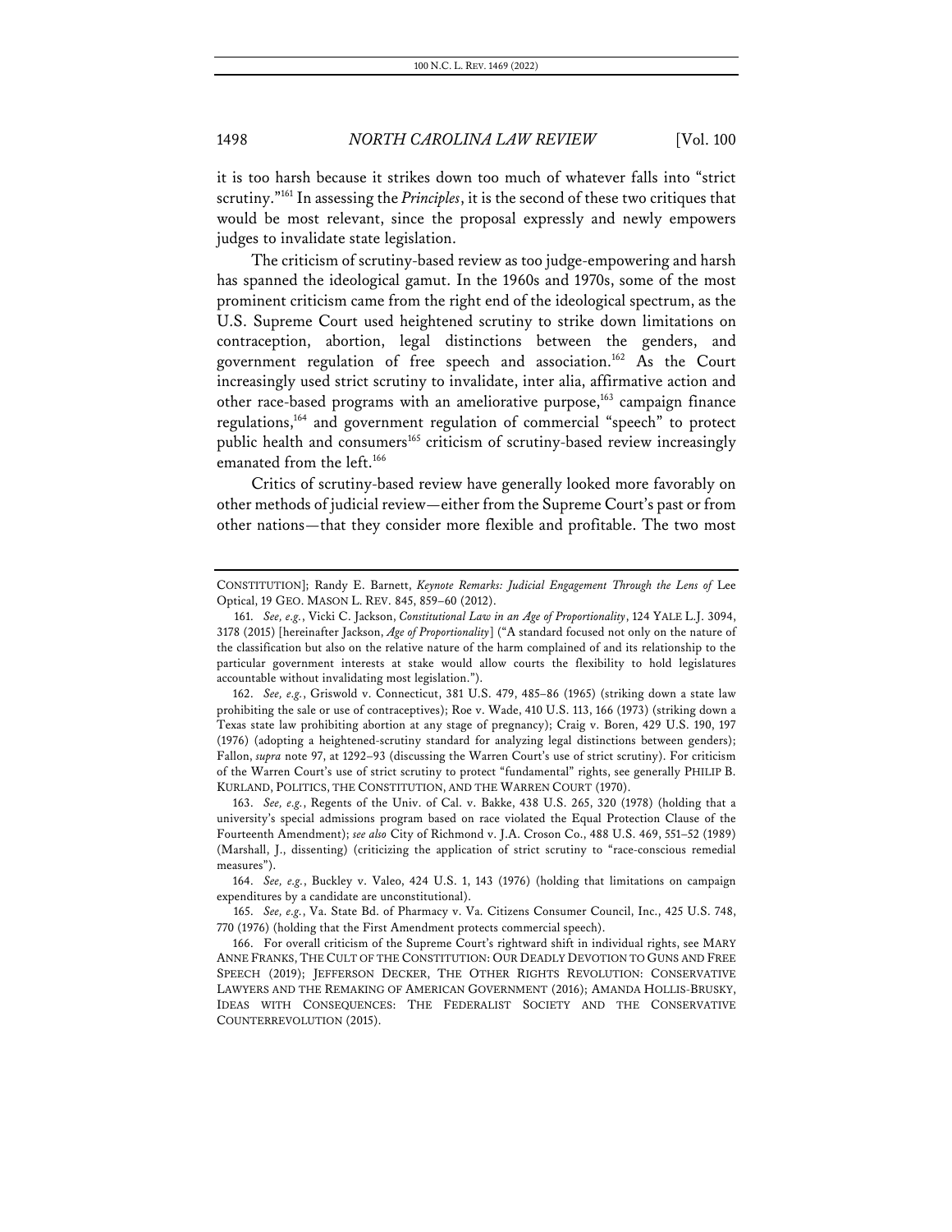it is too harsh because it strikes down too much of whatever falls into "strict scrutiny."[161] In assessing the *Principles*, it is the second of these two critiques that would be most relevant, since the proposal expressly and newly empowers judges to invalidate state legislation.

The criticism of scrutiny-based review as too judge-empowering and harsh has spanned the ideological gamut. In the 1960s and 1970s, some of the most prominent criticism came from the right end of the ideological spectrum, as the U.S. Supreme Court used heightened scrutiny to strike down limitations on contraception, abortion, legal distinctions between the genders, and government regulation of free speech and association.[162] As the Court increasingly used strict scrutiny to invalidate, inter alia, affirmative action and other race-based programs with an ameliorative purpose,[163] campaign finance regulations,[164] and government regulation of commercial "speech" to protect public health and consumers[165] criticism of scrutiny-based review increasingly emanated from the left.[166]

Critics of scrutiny-based review have generally looked more favorably on other methods of judicial review—either from the Supreme Court's past or from other nations—that they consider more flexible and profitable. The two most

---

CONSTITUTION]; Randy E. Barnett, *Keynote Remarks: Judicial Engagement Through the Lens of* Lee Optical, 19 GEO. MASON L. REV. 845, 859–60 (2012).

161. *See, e.g.*, Vicki C. Jackson, *Constitutional Law in an Age of Proportionality*, 124 YALE L.J. 3094, 3178 (2015) [hereinafter Jackson, *Age of Proportionality*] ("A standard focused not only on the nature of the classification but also on the relative nature of the harm complained of and its relationship to the particular government interests at stake would allow courts the flexibility to hold legislatures accountable without invalidating most legislation.").

162. *See, e.g.*, Griswold v. Connecticut, 381 U.S. 479, 485–86 (1965) (striking down a state law prohibiting the sale or use of contraceptives); Roe v. Wade, 410 U.S. 113, 166 (1973) (striking down a Texas state law prohibiting abortion at any stage of pregnancy); Craig v. Boren, 429 U.S. 190, 197 (1976) (adopting a heightened-scrutiny standard for analyzing legal distinctions between genders); Fallon, *supra* note 97, at 1292–93 (discussing the Warren Court's use of strict scrutiny). For criticism of the Warren Court's use of strict scrutiny to protect "fundamental" rights, see generally PHILIP B. KURLAND, POLITICS, THE CONSTITUTION, AND THE WARREN COURT (1970).

163. *See, e.g.*, Regents of the Univ. of Cal. v. Bakke, 438 U.S. 265, 320 (1978) (holding that a university's special admissions program based on race violated the Equal Protection Clause of the Fourteenth Amendment); *see also* City of Richmond v. J.A. Croson Co., 488 U.S. 469, 551–52 (1989) (Marshall, J., dissenting) (criticizing the application of strict scrutiny to "race-conscious remedial measures").

164. *See, e.g.*, Buckley v. Valeo, 424 U.S. 1, 143 (1976) (holding that limitations on campaign expenditures by a candidate are unconstitutional).

165. *See, e.g.*, Va. State Bd. of Pharmacy v. Va. Citizens Consumer Council, Inc., 425 U.S. 748, 770 (1976) (holding that the First Amendment protects commercial speech).

166. For overall criticism of the Supreme Court's rightward shift in individual rights, see MARY ANNE FRANKS, THE CULT OF THE CONSTITUTION: OUR DEADLY DEVOTION TO GUNS AND FREE SPEECH (2019); JEFFERSON DECKER, THE OTHER RIGHTS REVOLUTION: CONSERVATIVE LAWYERS AND THE REMAKING OF AMERICAN GOVERNMENT (2016); AMANDA HOLLIS-BRUSKY, IDEAS WITH CONSEQUENCES: THE FEDERALIST SOCIETY AND THE CONSERVATIVE COUNTERREVOLUTION (2015).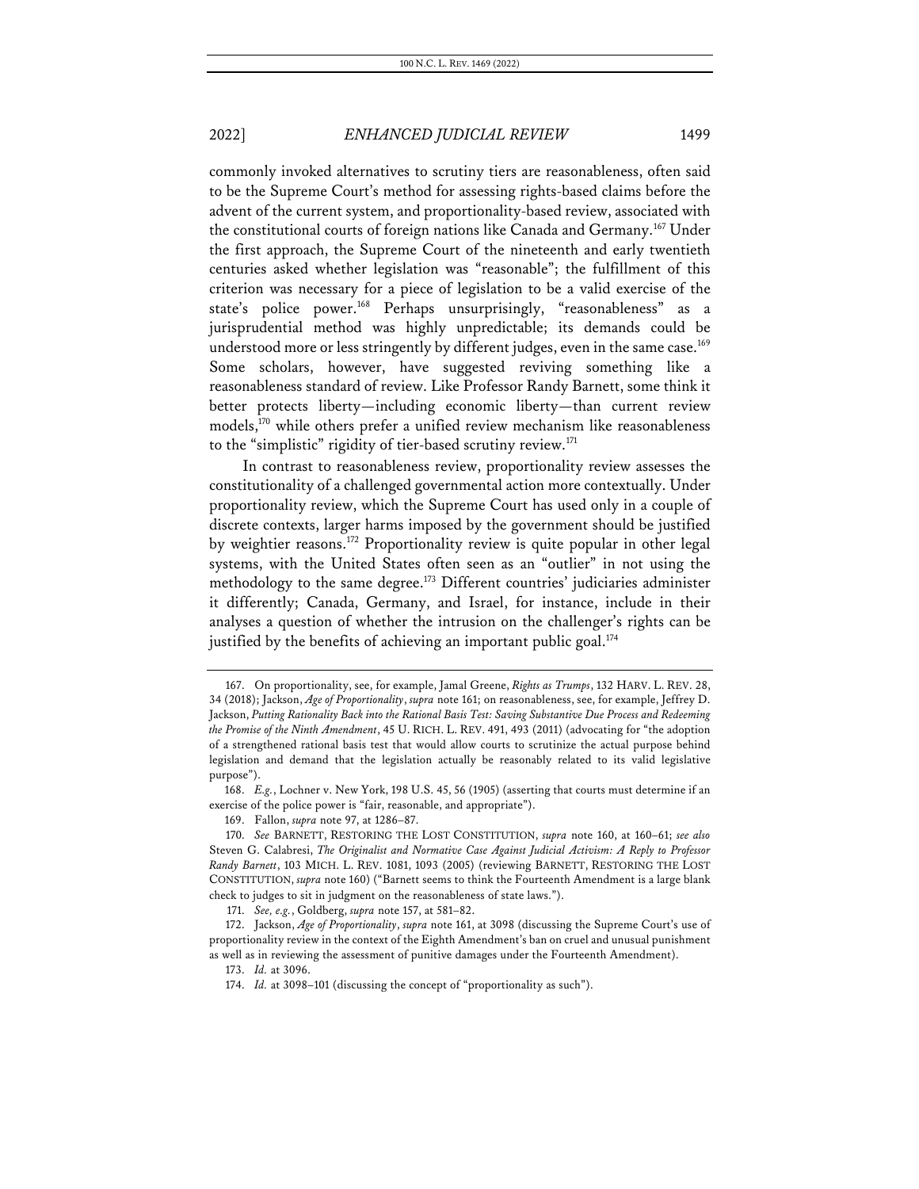commonly invoked alternatives to scrutiny tiers are reasonableness, often said to be the Supreme Court's method for assessing rights-based claims before the advent of the current system, and proportionality-based review, associated with the constitutional courts of foreign nations like Canada and Germany.[167] Under the first approach, the Supreme Court of the nineteenth and early twentieth centuries asked whether legislation was "reasonable"; the fulfillment of this criterion was necessary for a piece of legislation to be a valid exercise of the state's police power.[168] Perhaps unsurprisingly, "reasonableness" as a jurisprudential method was highly unpredictable; its demands could be understood more or less stringently by different judges, even in the same case.[169] Some scholars, however, have suggested reviving something like a reasonableness standard of review. Like Professor Randy Barnett, some think it better protects liberty—including economic liberty—than current review models,[170] while others prefer a unified review mechanism like reasonableness to the "simplistic" rigidity of tier-based scrutiny review.[171]

In contrast to reasonableness review, proportionality review assesses the constitutionality of a challenged governmental action more contextually. Under proportionality review, which the Supreme Court has used only in a couple of discrete contexts, larger harms imposed by the government should be justified by weightier reasons.[172] Proportionality review is quite popular in other legal systems, with the United States often seen as an "outlier" in not using the methodology to the same degree.[173] Different countries' judiciaries administer it differently; Canada, Germany, and Israel, for instance, include in their analyses a question of whether the intrusion on the challenger's rights can be justified by the benefits of achieving an important public goal.[174]

---

167. On proportionality, see, for example, Jamal Greene, *Rights as Trumps*, 132 HARV. L. REV. 28, 34 (2018); Jackson, *Age of Proportionality*, *supra* note 161; on reasonableness, see, for example, Jeffrey D. Jackson, *Putting Rationality Back into the Rational Basis Test: Saving Substantive Due Process and Redeeming the Promise of the Ninth Amendment*, 45 U. RICH. L. REV. 491, 493 (2011) (advocating for "the adoption of a strengthened rational basis test that would allow courts to scrutinize the actual purpose behind legislation and demand that the legislation actually be reasonably related to its valid legislative purpose").

168. *E.g.*, Lochner v. New York, 198 U.S. 45, 56 (1905) (asserting that courts must determine if an exercise of the police power is "fair, reasonable, and appropriate").

169. Fallon, *supra* note 97, at 1286–87.

170. *See* BARNETT, RESTORING THE LOST CONSTITUTION, *supra* note 160, at 160–61; *see also* Steven G. Calabresi, *The Originalist and Normative Case Against Judicial Activism: A Reply to Professor Randy Barnett*, 103 MICH. L. REV. 1081, 1093 (2005) (reviewing BARNETT, RESTORING THE LOST CONSTITUTION, *supra* note 160) ("Barnett seems to think the Fourteenth Amendment is a large blank check to judges to sit in judgment on the reasonableness of state laws.").

171. *See, e.g.*, Goldberg, *supra* note 157, at 581–82.

172. Jackson, *Age of Proportionality*, *supra* note 161, at 3098 (discussing the Supreme Court's use of proportionality review in the context of the Eighth Amendment's ban on cruel and unusual punishment as well as in reviewing the assessment of punitive damages under the Fourteenth Amendment).

173. *Id.* at 3096.

174. *Id.* at 3098–101 (discussing the concept of "proportionality as such").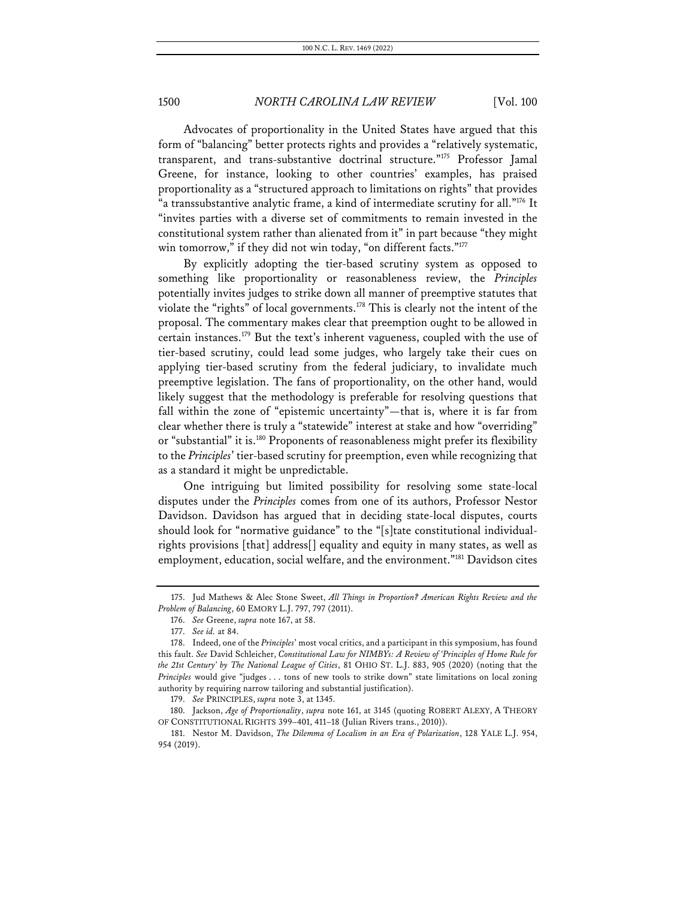Advocates of proportionality in the United States have argued that this form of "balancing" better protects rights and provides a "relatively systematic, transparent, and trans-substantive doctrinal structure."[175] Professor Jamal Greene, for instance, looking to other countries' examples, has praised proportionality as a "structured approach to limitations on rights" that provides "a transsubstantive analytic frame, a kind of intermediate scrutiny for all."[176] It "invites parties with a diverse set of commitments to remain invested in the constitutional system rather than alienated from it" in part because "they might win tomorrow," if they did not win today, "on different facts."[177]

By explicitly adopting the tier-based scrutiny system as opposed to something like proportionality or reasonableness review, the *Principles* potentially invites judges to strike down all manner of preemptive statutes that violate the "rights" of local governments.[178] This is clearly not the intent of the proposal. The commentary makes clear that preemption ought to be allowed in certain instances.[179] But the text's inherent vagueness, coupled with the use of tier-based scrutiny, could lead some judges, who largely take their cues on applying tier-based scrutiny from the federal judiciary, to invalidate much preemptive legislation. The fans of proportionality, on the other hand, would likely suggest that the methodology is preferable for resolving questions that fall within the zone of "epistemic uncertainty"—that is, where it is far from clear whether there is truly a "statewide" interest at stake and how "overriding" or "substantial" it is.[180] Proponents of reasonableness might prefer its flexibility to the *Principles*' tier-based scrutiny for preemption, even while recognizing that as a standard it might be unpredictable.

One intriguing but limited possibility for resolving some state-local disputes under the *Principles* comes from one of its authors, Professor Nestor Davidson. Davidson has argued that in deciding state-local disputes, courts should look for "normative guidance" to the "[s]tate constitutional individual-rights provisions [that] address[] equality and equity in many states, as well as employment, education, social welfare, and the environment."[181] Davidson cites

---

175. Jud Mathews & Alec Stone Sweet, *All Things in Proportion? American Rights Review and the Problem of Balancing*, 60 EMORY L.J. 797, 797 (2011).

176. *See* Greene, *supra* note 167, at 58.

177. *See id.* at 84.

178. Indeed, one of the *Principles*' most vocal critics, and a participant in this symposium, has found this fault. *See* David Schleicher, *Constitutional Law for NIMBYs: A Review of 'Principles of Home Rule for the 21st Century' by The National League of Cities*, 81 OHIO ST. L.J. 883, 905 (2020) (noting that the *Principles* would give "judges . . . tons of new tools to strike down" state limitations on local zoning authority by requiring narrow tailoring and substantial justification).

179. *See* PRINCIPLES, *supra* note 3, at 1345.

180. Jackson, *Age of Proportionality*, *supra* note 161, at 3145 (quoting ROBERT ALEXY, A THEORY OF CONSTITUTIONAL RIGHTS 399–401, 411–18 (Julian Rivers trans., 2010)).

181. Nestor M. Davidson, *The Dilemma of Localism in an Era of Polarization*, 128 YALE L.J. 954, 954 (2019).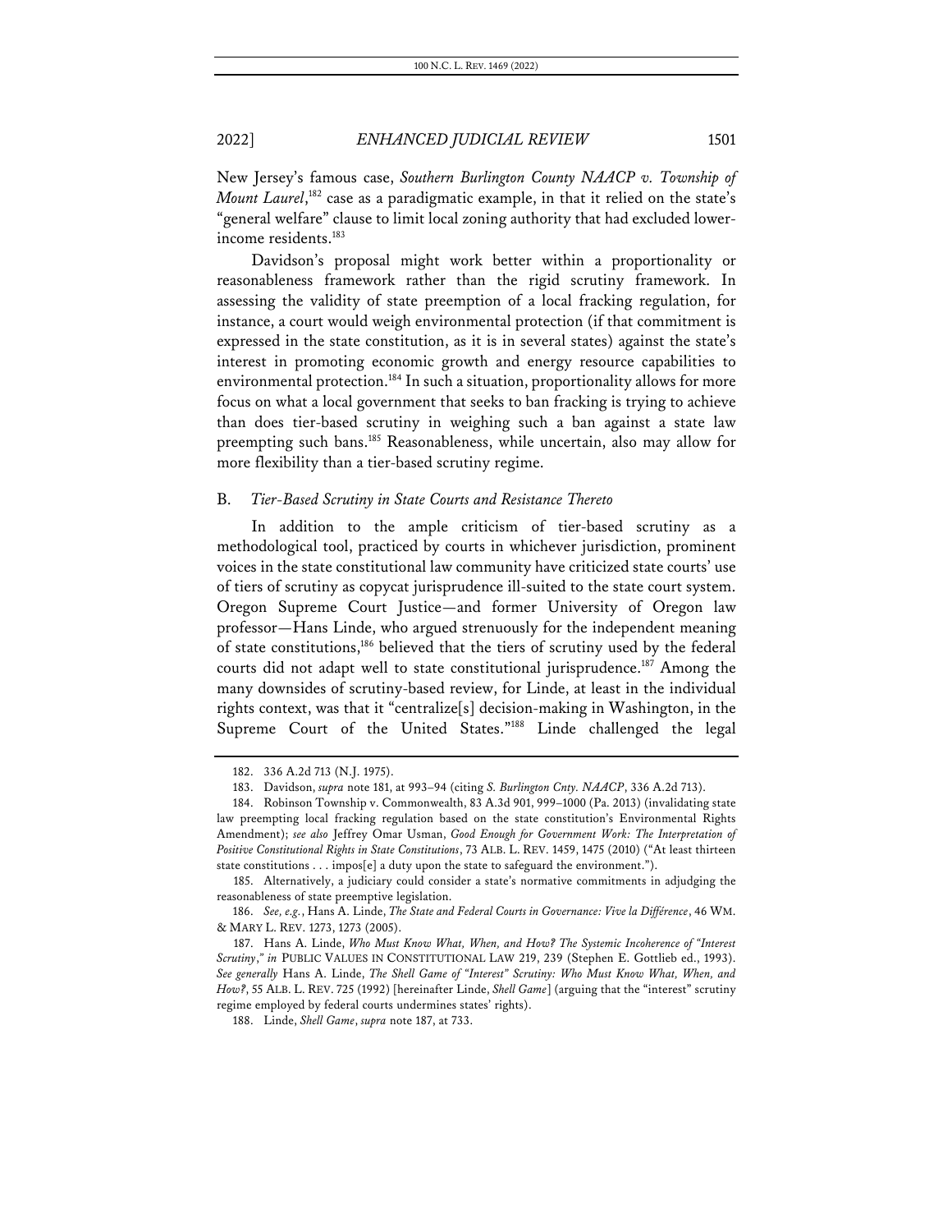New Jersey's famous case, *Southern Burlington County NAACP v. Township of Mount Laurel*,[182] case as a paradigmatic example, in that it relied on the state's "general welfare" clause to limit local zoning authority that had excluded lower-income residents.[183]

Davidson's proposal might work better within a proportionality or reasonableness framework rather than the rigid scrutiny framework. In assessing the validity of state preemption of a local fracking regulation, for instance, a court would weigh environmental protection (if that commitment is expressed in the state constitution, as it is in several states) against the state's interest in promoting economic growth and energy resource capabilities to environmental protection.[184] In such a situation, proportionality allows for more focus on what a local government that seeks to ban fracking is trying to achieve than does tier-based scrutiny in weighing such a ban against a state law preempting such bans.[185] Reasonableness, while uncertain, also may allow for more flexibility than a tier-based scrutiny regime.

### B. *Tier-Based Scrutiny in State Courts and Resistance Thereto*

In addition to the ample criticism of tier-based scrutiny as a methodological tool, practiced by courts in whichever jurisdiction, prominent voices in the state constitutional law community have criticized state courts' use of tiers of scrutiny as copycat jurisprudence ill-suited to the state court system. Oregon Supreme Court Justice—and former University of Oregon law professor—Hans Linde, who argued strenuously for the independent meaning of state constitutions,[186] believed that the tiers of scrutiny used by the federal courts did not adapt well to state constitutional jurisprudence.[187] Among the many downsides of scrutiny-based review, for Linde, at least in the individual rights context, was that it "centralize[s] decision-making in Washington, in the Supreme Court of the United States."[188] Linde challenged the legal

---

182. 336 A.2d 713 (N.J. 1975).

183. Davidson, *supra* note 181, at 993–94 (citing *S. Burlington Cnty. NAACP*, 336 A.2d 713).

184. Robinson Township v. Commonwealth, 83 A.3d 901, 999–1000 (Pa. 2013) (invalidating state law preempting local fracking regulation based on the state constitution's Environmental Rights Amendment); *see also* Jeffrey Omar Usman, *Good Enough for Government Work: The Interpretation of Positive Constitutional Rights in State Constitutions*, 73 ALB. L. REV. 1459, 1475 (2010) ("At least thirteen state constitutions . . . impos[e] a duty upon the state to safeguard the environment.").

185. Alternatively, a judiciary could consider a state's normative commitments in adjudging the reasonableness of state preemptive legislation.

186. *See, e.g.*, Hans A. Linde, *The State and Federal Courts in Governance: Vive la Différence*, 46 WM. & MARY L. REV. 1273, 1273 (2005).

187. Hans A. Linde, *Who Must Know What, When, and How? The Systemic Incoherence of "Interest Scrutiny*," *in* PUBLIC VALUES IN CONSTITUTIONAL LAW 219, 239 (Stephen E. Gottlieb ed., 1993). *See generally* Hans A. Linde, *The Shell Game of "Interest" Scrutiny: Who Must Know What, When, and How?*, 55 ALB. L. REV. 725 (1992) [hereinafter Linde, *Shell Game*] (arguing that the "interest" scrutiny regime employed by federal courts undermines states' rights).

188. Linde, *Shell Game*, *supra* note 187, at 733.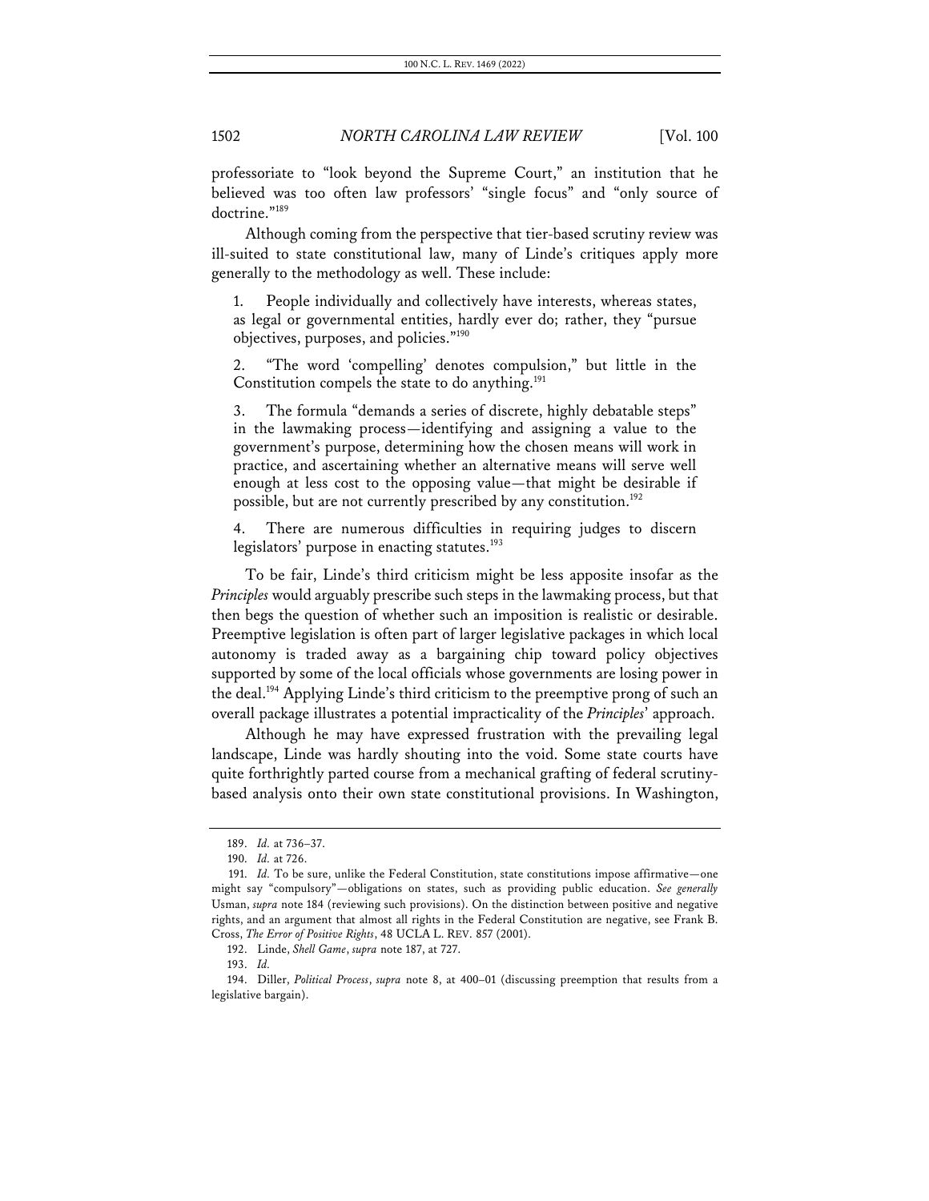professoriate to "look beyond the Supreme Court," an institution that he believed was too often law professors' "single focus" and "only source of doctrine."[189]

Although coming from the perspective that tier-based scrutiny review was ill-suited to state constitutional law, many of Linde's critiques apply more generally to the methodology as well. These include:

1. People individually and collectively have interests, whereas states, as legal or governmental entities, hardly ever do; rather, they "pursue objectives, purposes, and policies."[190]

2. "The word 'compelling' denotes compulsion," but little in the Constitution compels the state to do anything.[191]

3. The formula "demands a series of discrete, highly debatable steps" in the lawmaking process—identifying and assigning a value to the government's purpose, determining how the chosen means will work in practice, and ascertaining whether an alternative means will serve well enough at less cost to the opposing value—that might be desirable if possible, but are not currently prescribed by any constitution.[192]

4. There are numerous difficulties in requiring judges to discern legislators' purpose in enacting statutes.[193]

To be fair, Linde's third criticism might be less apposite insofar as the *Principles* would arguably prescribe such steps in the lawmaking process, but that then begs the question of whether such an imposition is realistic or desirable. Preemptive legislation is often part of larger legislative packages in which local autonomy is traded away as a bargaining chip toward policy objectives supported by some of the local officials whose governments are losing power in the deal.[194] Applying Linde's third criticism to the preemptive prong of such an overall package illustrates a potential impracticality of the *Principles*' approach.

Although he may have expressed frustration with the prevailing legal landscape, Linde was hardly shouting into the void. Some state courts have quite forthrightly parted course from a mechanical grafting of federal scrutiny-based analysis onto their own state constitutional provisions. In Washington,

---

189. *Id.* at 736–37.

190. *Id.* at 726.

191. *Id.* To be sure, unlike the Federal Constitution, state constitutions impose affirmative—one might say "compulsory"—obligations on states, such as providing public education. *See generally* Usman, *supra* note 184 (reviewing such provisions). On the distinction between positive and negative rights, and an argument that almost all rights in the Federal Constitution are negative, see Frank B. Cross, *The Error of Positive Rights*, 48 UCLA L. REV. 857 (2001).

192. Linde, *Shell Game*, *supra* note 187, at 727.

193. *Id.*

194. Diller, *Political Process*, *supra* note 8, at 400–01 (discussing preemption that results from a legislative bargain).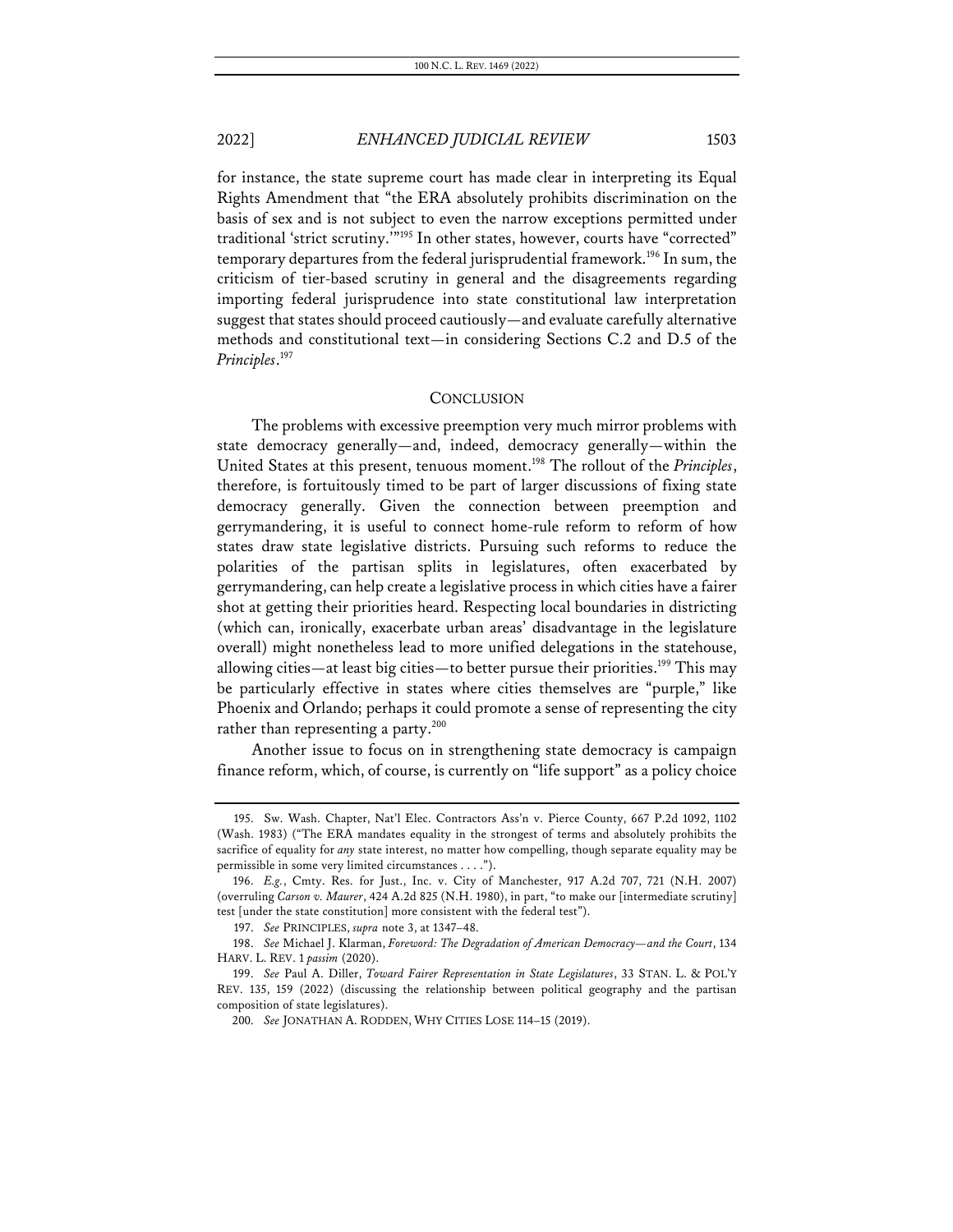for instance, the state supreme court has made clear in interpreting its Equal Rights Amendment that "the ERA absolutely prohibits discrimination on the basis of sex and is not subject to even the narrow exceptions permitted under traditional 'strict scrutiny.'"[195] In other states, however, courts have "corrected" temporary departures from the federal jurisprudential framework.[196] In sum, the criticism of tier-based scrutiny in general and the disagreements regarding importing federal jurisprudence into state constitutional law interpretation suggest that states should proceed cautiously—and evaluate carefully alternative methods and constitutional text—in considering Sections C.2 and D.5 of the *Principles*.[197]

## CONCLUSION

The problems with excessive preemption very much mirror problems with state democracy generally—and, indeed, democracy generally—within the United States at this present, tenuous moment.[198] The rollout of the *Principles*, therefore, is fortuitously timed to be part of larger discussions of fixing state democracy generally. Given the connection between preemption and gerrymandering, it is useful to connect home-rule reform to reform of how states draw state legislative districts. Pursuing such reforms to reduce the polarities of the partisan splits in legislatures, often exacerbated by gerrymandering, can help create a legislative process in which cities have a fairer shot at getting their priorities heard. Respecting local boundaries in districting (which can, ironically, exacerbate urban areas' disadvantage in the legislature overall) might nonetheless lead to more unified delegations in the statehouse, allowing cities—at least big cities—to better pursue their priorities.[199] This may be particularly effective in states where cities themselves are "purple," like Phoenix and Orlando; perhaps it could promote a sense of representing the city rather than representing a party.[200]

Another issue to focus on in strengthening state democracy is campaign finance reform, which, of course, is currently on "life support" as a policy choice

---

195. Sw. Wash. Chapter, Nat'l Elec. Contractors Ass'n v. Pierce County, 667 P.2d 1092, 1102 (Wash. 1983) ("The ERA mandates equality in the strongest of terms and absolutely prohibits the sacrifice of equality for *any* state interest, no matter how compelling, though separate equality may be permissible in some very limited circumstances . . . .").

196. *E.g.*, Cmty. Res. for Just., Inc. v. City of Manchester, 917 A.2d 707, 721 (N.H. 2007) (overruling *Carson v. Maurer*, 424 A.2d 825 (N.H. 1980), in part, "to make our [intermediate scrutiny] test [under the state constitution] more consistent with the federal test").

197. *See* PRINCIPLES, *supra* note 3, at 1347–48.

198. *See* Michael J. Klarman, *Foreword: The Degradation of American Democracy—and the Court*, 134 HARV. L. REV. 1 *passim* (2020).

199. *See* Paul A. Diller, *Toward Fairer Representation in State Legislatures*, 33 STAN. L. & POL'Y REV. 135, 159 (2022) (discussing the relationship between political geography and the partisan composition of state legislatures).

200. *See* JONATHAN A. RODDEN, WHY CITIES LOSE 114–15 (2019).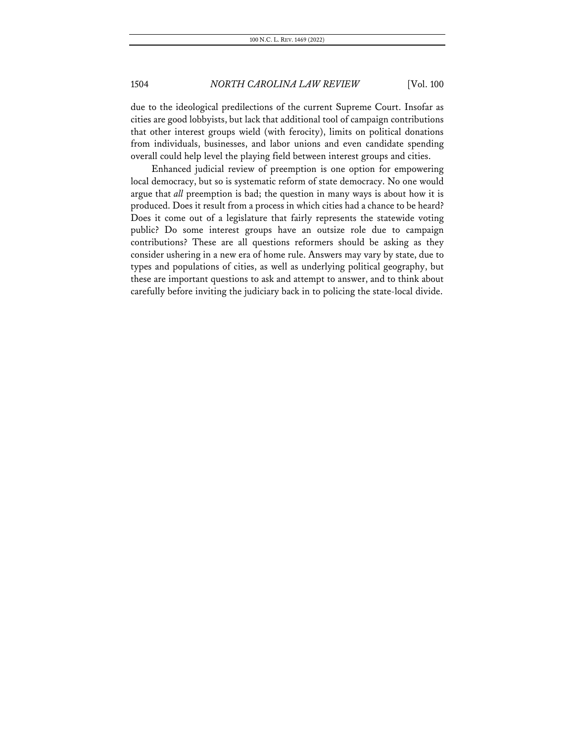due to the ideological predilections of the current Supreme Court. Insofar as cities are good lobbyists, but lack that additional tool of campaign contributions that other interest groups wield (with ferocity), limits on political donations from individuals, businesses, and labor unions and even candidate spending overall could help level the playing field between interest groups and cities.

Enhanced judicial review of preemption is one option for empowering local democracy, but so is systematic reform of state democracy. No one would argue that *all* preemption is bad; the question in many ways is about how it is produced. Does it result from a process in which cities had a chance to be heard? Does it come out of a legislature that fairly represents the statewide voting public? Do some interest groups have an outsize role due to campaign contributions? These are all questions reformers should be asking as they consider ushering in a new era of home rule. Answers may vary by state, due to types and populations of cities, as well as underlying political geography, but these are important questions to ask and attempt to answer, and to think about carefully before inviting the judiciary back in to policing the state-local divide.